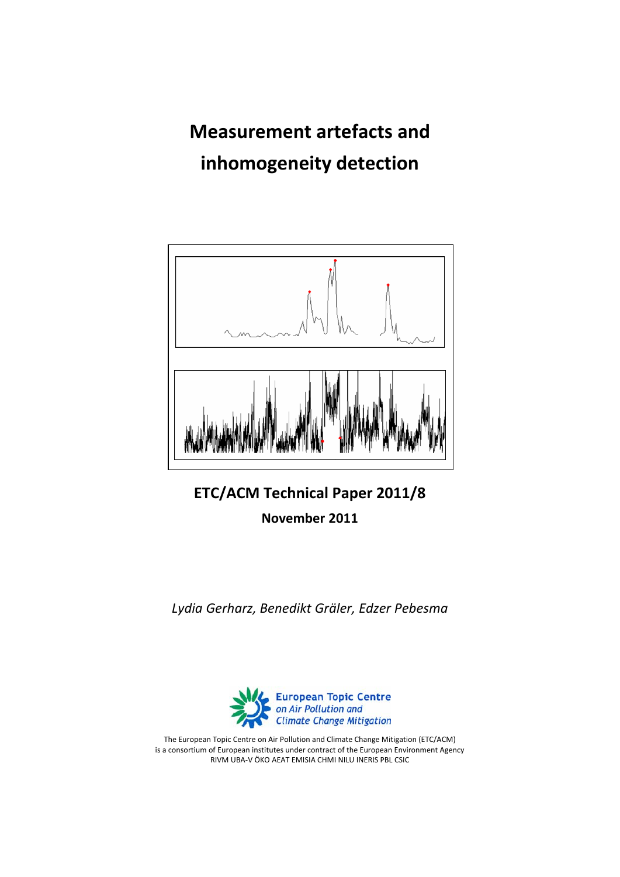# Measurement artefacts and inhomogeneity detection

**ETC/ACM Technical Paper 2011/8**

**November 2011**

*Lydia Gerharz, Benedikt Gräler, Edzer Pebesma*

European Topic Centre on Air Pollution and Climate Change Mitigation

The European Topic Centre on Air Pollution and Climate Change Mitigation (ETC/ACM) is a consortium of European institutes under contract of the European Environment Agency RIVM UBA-V ÖKO AEAT EMISIA CHMI NILU INERIS PBL CSIC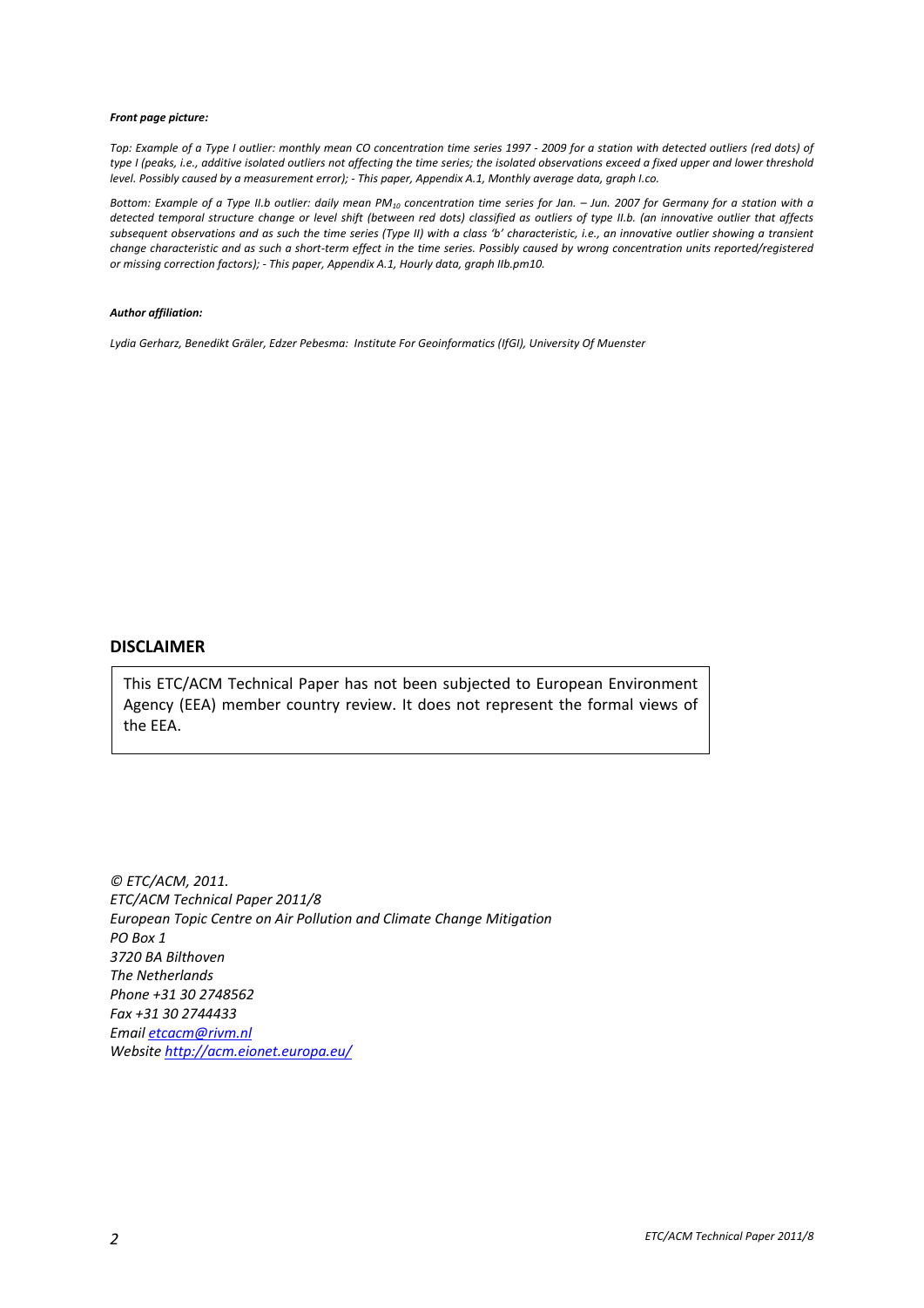***Front page picture:***

*Top: Example of a Type I outlier: monthly mean CO concentration time series 1997 - 2009 for a station with detected outliers (red dots) of type I (peaks, i.e., additive isolated outliers not affecting the time series; the isolated observations exceed a fixed upper and lower threshold level. Possibly caused by a measurement error); - This paper, Appendix A.1, Monthly average data, graph I.co.*

*Bottom: Example of a Type II.b outlier: daily mean $PM_{10}$ concentration time series for Jan. – Jun. 2007 for Germany for a station with a detected temporal structure change or level shift (between red dots) classified as outliers of type II.b. (an innovative outlier that affects subsequent observations and as such the time series (Type II) with a class 'b' characteristic, i.e., an innovative outlier showing a transient change characteristic and as such a short-term effect in the time series. Possibly caused by wrong concentration units reported/registered or missing correction factors); - This paper, Appendix A.1, Hourly data, graph IIb.pm10.*

***Author affiliation:***

*Lydia Gerharz, Benedikt Gräler, Edzer Pebesma: Institute For Geoinformatics (IfGI), University Of Muenster*

## DISCLAIMER

This ETC/ACM Technical Paper has not been subjected to European Environment Agency (EEA) member country review. It does not represent the formal views of the EEA.

*© ETC/ACM, 2011.*
*ETC/ACM Technical Paper 2011/8*
*European Topic Centre on Air Pollution and Climate Change Mitigation*
*PO Box 1*
*3720 BA Bilthoven*
*The Netherlands*
*Phone +31 30 2748562*
*Fax +31 30 2744433*
*Email etcacm@rivm.nl*
*Website http://acm.eionet.europa.eu/*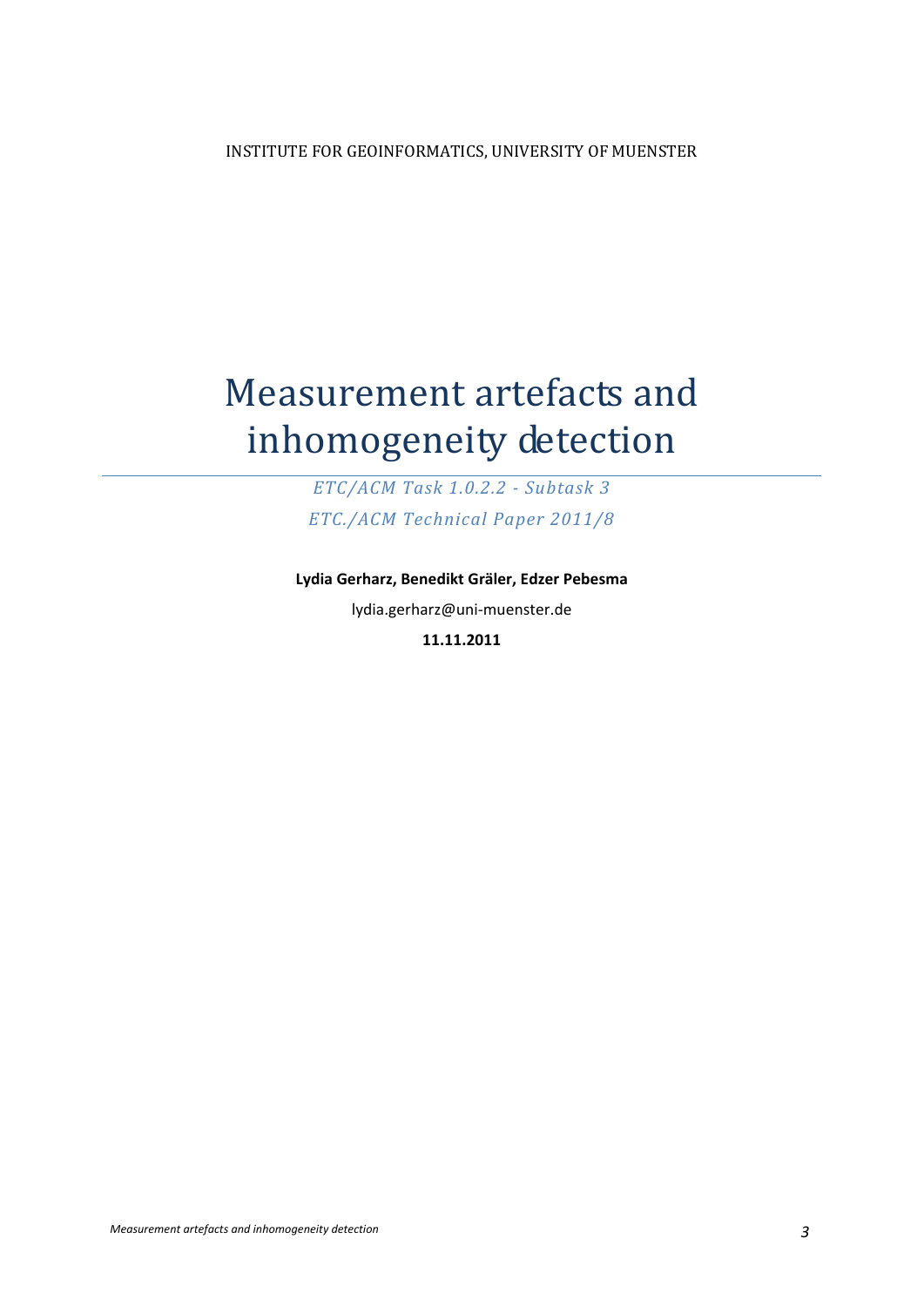INSTITUTE FOR GEOINFORMATICS, UNIVERSITY OF MUENSTER

# Measurement artefacts and inhomogeneity detection

*ETC/ACM Task 1.0.2.2 - Subtask 3*

*ETC./ACM Technical Paper 2011/8*

**Lydia Gerharz, Benedikt Gräler, Edzer Pebesma**

lydia.gerharz@uni-muenster.de

**11.11.2011**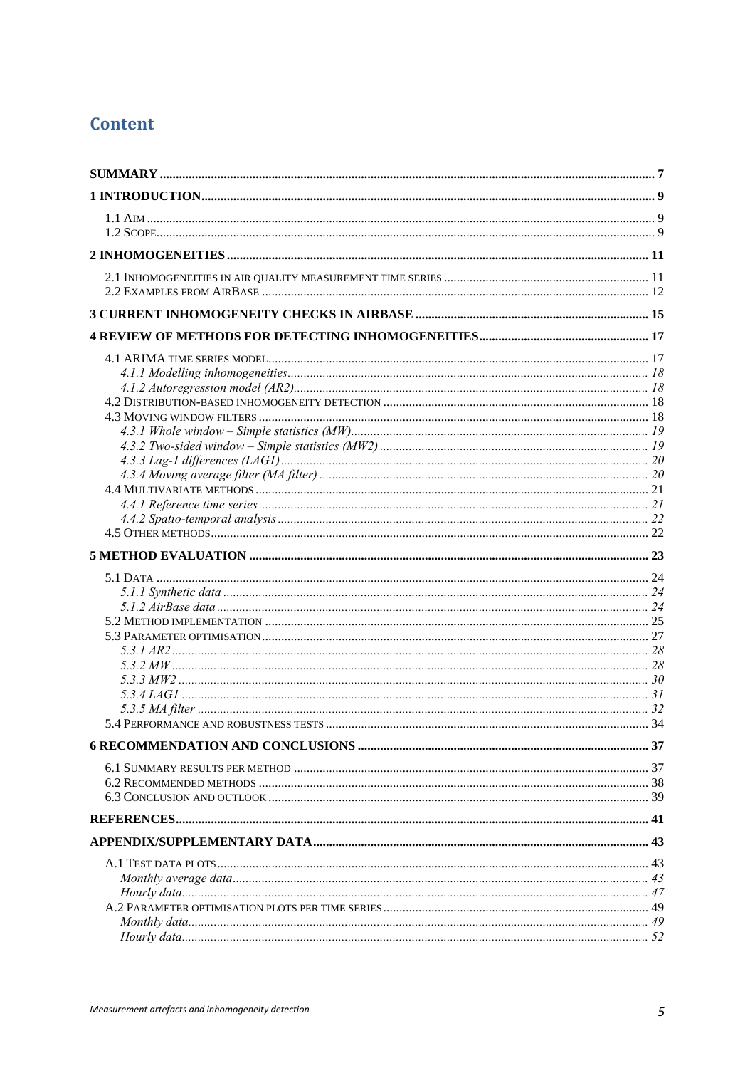# Content

**SUMMARY** ........ 7

**1 INTRODUCTION** ........ 9

- 1.1 Aim ........ 9
- 1.2 Scope ........ 9

**2 INHOMOGENEITIES** ........ 11

- 2.1 Inhomogeneities in air quality measurement time series ........ 11
- 2.2 Examples from AirBase ........ 12

**3 CURRENT INHOMOGENEITY CHECKS IN AIRBASE** ........ 15

**4 REVIEW OF METHODS FOR DETECTING INHOMOGENEITIES** ........ 17

- 4.1 ARIMA time series model ........ 17
  - *4.1.1 Modelling inhomogeneities* ........ *18*
  - *4.1.2 Autoregression model (AR2)* ........ *18*
- 4.2 Distribution-based inhomogeneity detection ........ 18
- 4.3 Moving window filters ........ 18
  - *4.3.1 Whole window – Simple statistics (MW)* ........ *19*
  - *4.3.2 Two-sided window – Simple statistics (MW2)* ........ *19*
  - *4.3.3 Lag-1 differences (LAG1)* ........ *20*
  - *4.3.4 Moving average filter (MA filter)* ........ *20*
- 4.4 Multivariate methods ........ 21
  - *4.4.1 Reference time series* ........ *21*
  - *4.4.2 Spatio-temporal analysis* ........ *22*
- 4.5 Other methods ........ 22

**5 METHOD EVALUATION** ........ 23

- 5.1 Data ........ 24
  - *5.1.1 Synthetic data* ........ *24*
  - *5.1.2 AirBase data* ........ *24*
- 5.2 Method implementation ........ 25
- 5.3 Parameter optimisation ........ 27
  - *5.3.1 AR2* ........ *28*
  - *5.3.2 MW* ........ *28*
  - *5.3.3 MW2* ........ *30*
  - *5.3.4 LAG1* ........ *31*
  - *5.3.5 MA filter* ........ *32*
- 5.4 Performance and robustness tests ........ 34

**6 RECOMMENDATION AND CONCLUSIONS** ........ 37

- 6.1 Summary results per method ........ 37
- 6.2 Recommended methods ........ 38
- 6.3 Conclusion and outlook ........ 39

**REFERENCES** ........ 41

**APPENDIX/SUPPLEMENTARY DATA** ........ 43

- A.1 Test data plots ........ 43
  - *Monthly average data* ........ *43*
  - *Hourly data* ........ *47*
- A.2 Parameter optimisation plots per time series ........ 49
  - *Monthly data* ........ *49*
  - *Hourly data* ........ *52*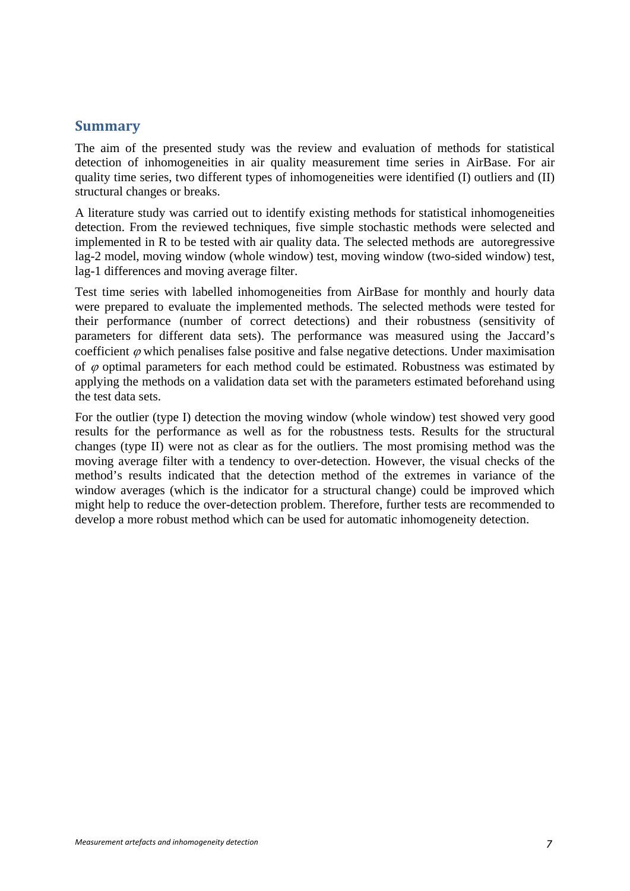## Summary

The aim of the presented study was the review and evaluation of methods for statistical detection of inhomogeneities in air quality measurement time series in AirBase. For air quality time series, two different types of inhomogeneities were identified (I) outliers and (II) structural changes or breaks.

A literature study was carried out to identify existing methods for statistical inhomogeneities detection. From the reviewed techniques, five simple stochastic methods were selected and implemented in R to be tested with air quality data. The selected methods are autoregressive lag-2 model, moving window (whole window) test, moving window (two-sided window) test, lag-1 differences and moving average filter.

Test time series with labelled inhomogeneities from AirBase for monthly and hourly data were prepared to evaluate the implemented methods. The selected methods were tested for their performance (number of correct detections) and their robustness (sensitivity of parameters for different data sets). The performance was measured using the Jaccard's coefficient $\varphi$ which penalises false positive and false negative detections. Under maximisation of $\varphi$ optimal parameters for each method could be estimated. Robustness was estimated by applying the methods on a validation data set with the parameters estimated beforehand using the test data sets.

For the outlier (type I) detection the moving window (whole window) test showed very good results for the performance as well as for the robustness tests. Results for the structural changes (type II) were not as clear as for the outliers. The most promising method was the moving average filter with a tendency to over-detection. However, the visual checks of the method's results indicated that the detection method of the extremes in variance of the window averages (which is the indicator for a structural change) could be improved which might help to reduce the over-detection problem. Therefore, further tests are recommended to develop a more robust method which can be used for automatic inhomogeneity detection.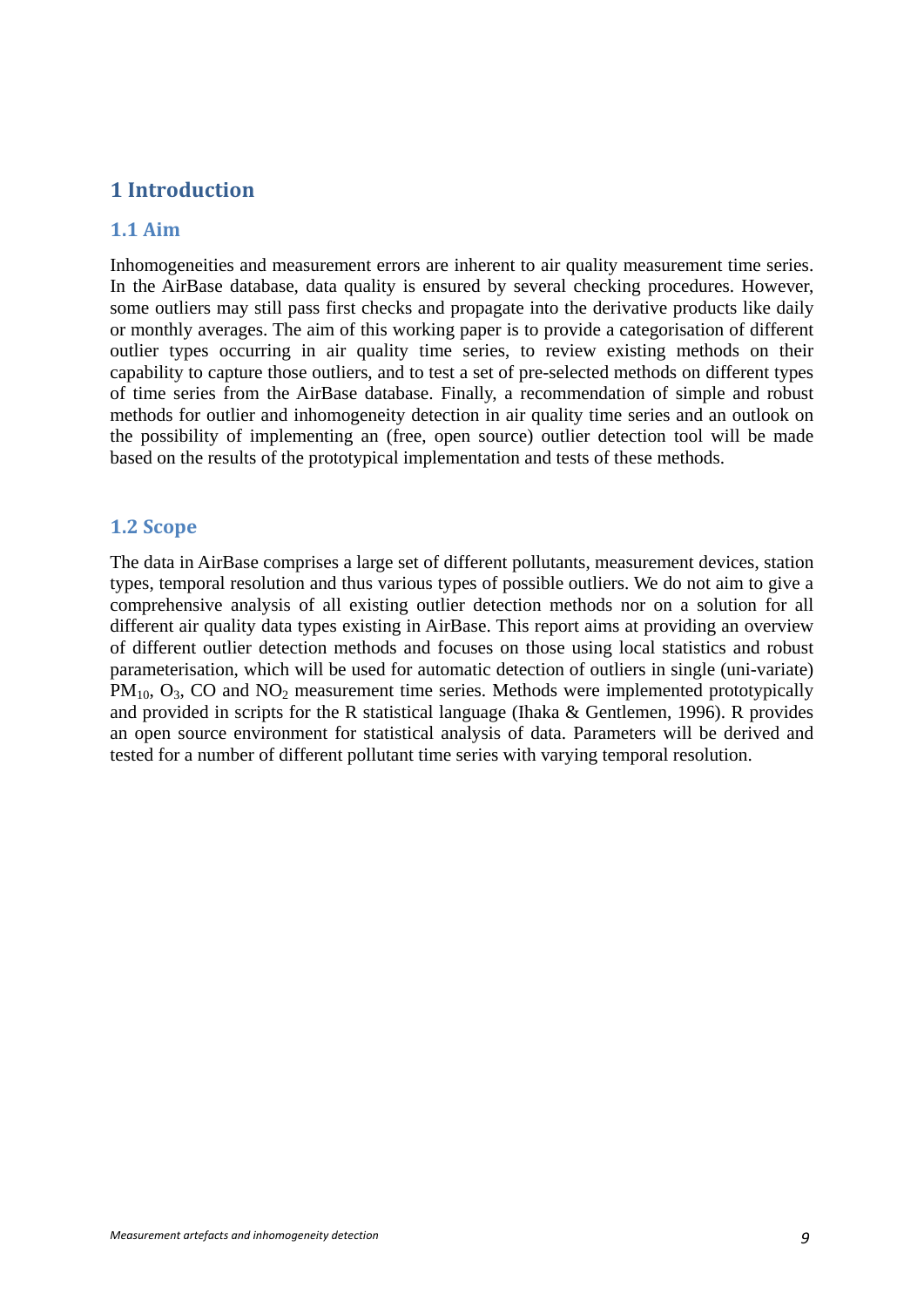# 1 Introduction

## 1.1 Aim

Inhomogeneities and measurement errors are inherent to air quality measurement time series. In the AirBase database, data quality is ensured by several checking procedures. However, some outliers may still pass first checks and propagate into the derivative products like daily or monthly averages. The aim of this working paper is to provide a categorisation of different outlier types occurring in air quality time series, to review existing methods on their capability to capture those outliers, and to test a set of pre-selected methods on different types of time series from the AirBase database. Finally, a recommendation of simple and robust methods for outlier and inhomogeneity detection in air quality time series and an outlook on the possibility of implementing an (free, open source) outlier detection tool will be made based on the results of the prototypical implementation and tests of these methods.

## 1.2 Scope

The data in AirBase comprises a large set of different pollutants, measurement devices, station types, temporal resolution and thus various types of possible outliers. We do not aim to give a comprehensive analysis of all existing outlier detection methods nor on a solution for all different air quality data types existing in AirBase. This report aims at providing an overview of different outlier detection methods and focuses on those using local statistics and robust parameterisation, which will be used for automatic detection of outliers in single (uni-variate) $PM_{10}$, $O_3$, CO and $NO_2$ measurement time series. Methods were implemented prototypically and provided in scripts for the R statistical language (Ihaka & Gentlemen, 1996). R provides an open source environment for statistical analysis of data. Parameters will be derived and tested for a number of different pollutant time series with varying temporal resolution.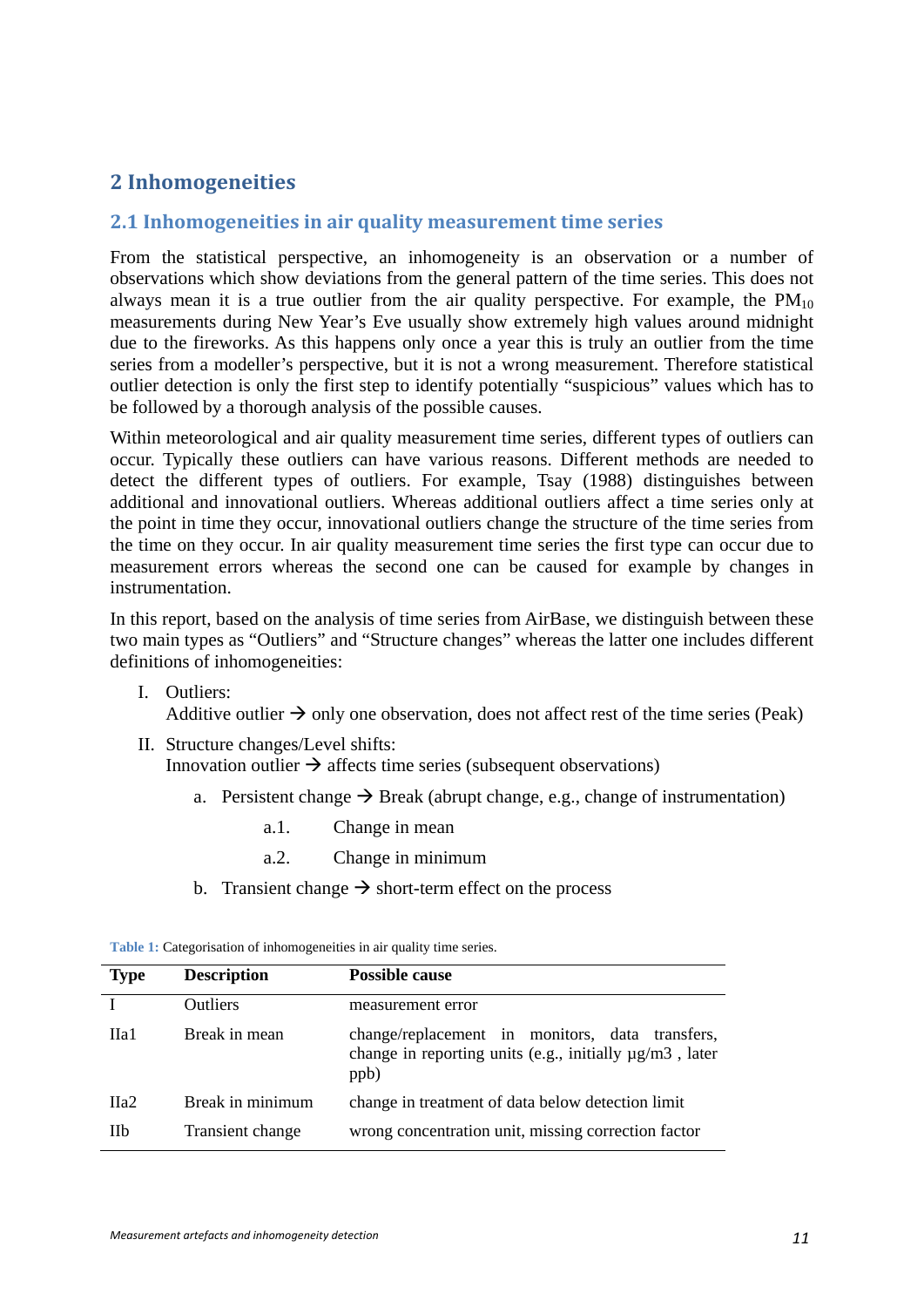# 2 Inhomogeneities

## 2.1 Inhomogeneities in air quality measurement time series

From the statistical perspective, an inhomogeneity is an observation or a number of observations which show deviations from the general pattern of the time series. This does not always mean it is a true outlier from the air quality perspective. For example, the $PM_{10}$ measurements during New Year's Eve usually show extremely high values around midnight due to the fireworks. As this happens only once a year this is truly an outlier from the time series from a modeller's perspective, but it is not a wrong measurement. Therefore statistical outlier detection is only the first step to identify potentially "suspicious" values which has to be followed by a thorough analysis of the possible causes.

Within meteorological and air quality measurement time series, different types of outliers can occur. Typically these outliers can have various reasons. Different methods are needed to detect the different types of outliers. For example, Tsay (1988) distinguishes between additional and innovational outliers. Whereas additional outliers affect a time series only at the point in time they occur, innovational outliers change the structure of the time series from the time on they occur. In air quality measurement time series the first type can occur due to measurement errors whereas the second one can be caused for example by changes in instrumentation.

In this report, based on the analysis of time series from AirBase, we distinguish between these two main types as "Outliers" and "Structure changes" whereas the latter one includes different definitions of inhomogeneities:

I. Outliers:
   Additive outlier → only one observation, does not affect rest of the time series (Peak)

II. Structure changes/Level shifts:
   Innovation outlier → affects time series (subsequent observations)

   a. Persistent change → Break (abrupt change, e.g., change of instrumentation)

      a.1. Change in mean

      a.2. Change in minimum

   b. Transient change → short-term effect on the process

**Table 1:** Categorisation of inhomogeneities in air quality time series.

| Type | Description | Possible cause |
|---|---|---|
| I | Outliers | measurement error |
| IIa1 | Break in mean | change/replacement in monitors, data transfers, change in reporting units (e.g., initially µg/m3 , later ppb) |
| IIa2 | Break in minimum | change in treatment of data below detection limit |
| IIb | Transient change | wrong concentration unit, missing correction factor |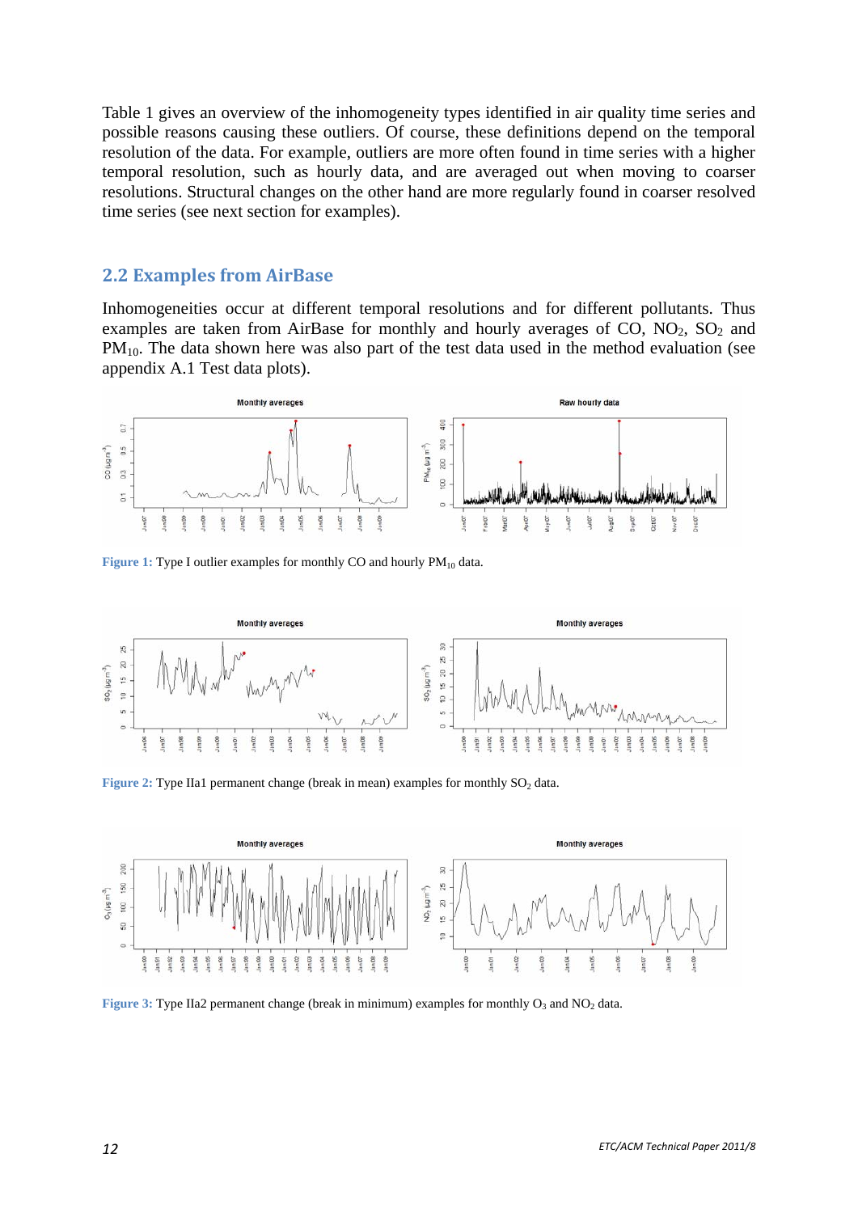Table 1 gives an overview of the inhomogeneity types identified in air quality time series and possible reasons causing these outliers. Of course, these definitions depend on the temporal resolution of the data. For example, outliers are more often found in time series with a higher temporal resolution, such as hourly data, and are averaged out when moving to coarser resolutions. Structural changes on the other hand are more regularly found in coarser resolved time series (see next section for examples).

## 2.2 Examples from AirBase

Inhomogeneities occur at different temporal resolutions and for different pollutants. Thus examples are taken from AirBase for monthly and hourly averages of CO, $NO_2$, $SO_2$ and $PM_{10}$. The data shown here was also part of the test data used in the method evaluation (see appendix A.1 Test data plots).

**Figure 1:** Type I outlier examples for monthly CO and hourly $PM_{10}$ data.

**Figure 2:** Type IIa1 permanent change (break in mean) examples for monthly $SO_2$ data.

**Figure 3:** Type IIa2 permanent change (break in minimum) examples for monthly $O_3$ and $NO_2$ data.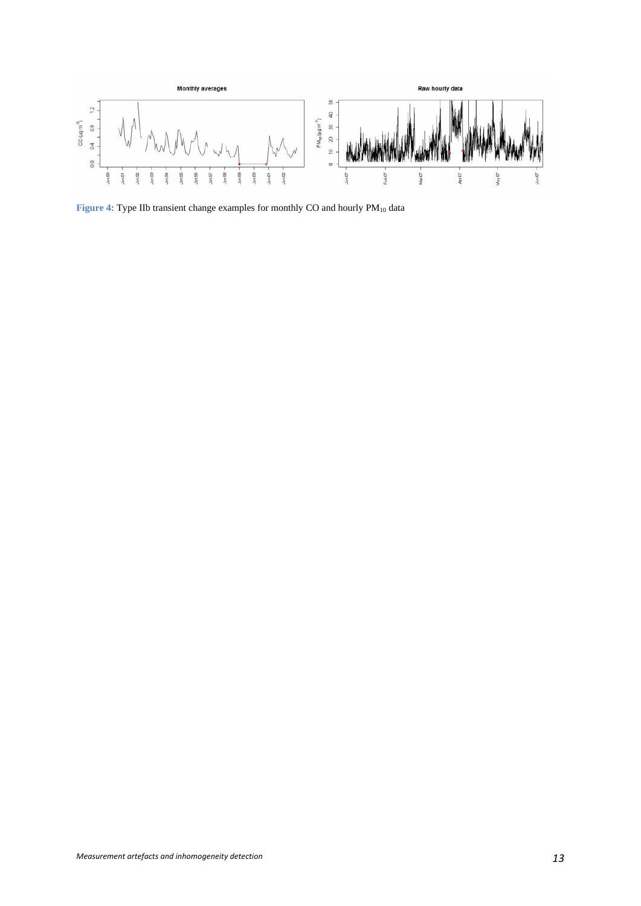**Figure 4:** Type IIb transient change examples for monthly CO and hourly $PM_{10}$ data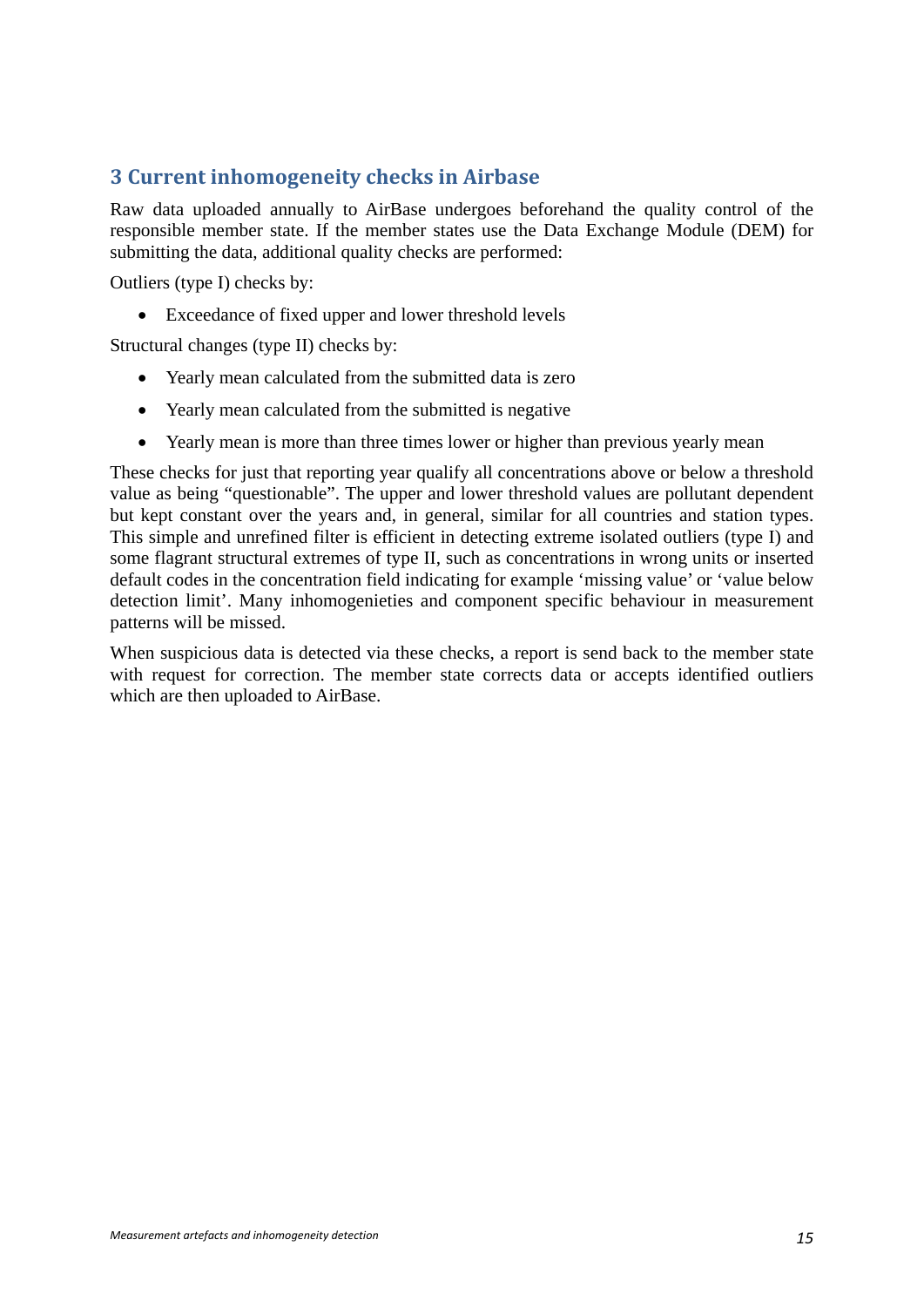# 3 Current inhomogeneity checks in Airbase

Raw data uploaded annually to AirBase undergoes beforehand the quality control of the responsible member state. If the member states use the Data Exchange Module (DEM) for submitting the data, additional quality checks are performed:

Outliers (type I) checks by:

- Exceedance of fixed upper and lower threshold levels

Structural changes (type II) checks by:

- Yearly mean calculated from the submitted data is zero
- Yearly mean calculated from the submitted is negative
- Yearly mean is more than three times lower or higher than previous yearly mean

These checks for just that reporting year qualify all concentrations above or below a threshold value as being "questionable". The upper and lower threshold values are pollutant dependent but kept constant over the years and, in general, similar for all countries and station types. This simple and unrefined filter is efficient in detecting extreme isolated outliers (type I) and some flagrant structural extremes of type II, such as concentrations in wrong units or inserted default codes in the concentration field indicating for example 'missing value' or 'value below detection limit'. Many inhomogenieties and component specific behaviour in measurement patterns will be missed.

When suspicious data is detected via these checks, a report is send back to the member state with request for correction. The member state corrects data or accepts identified outliers which are then uploaded to AirBase.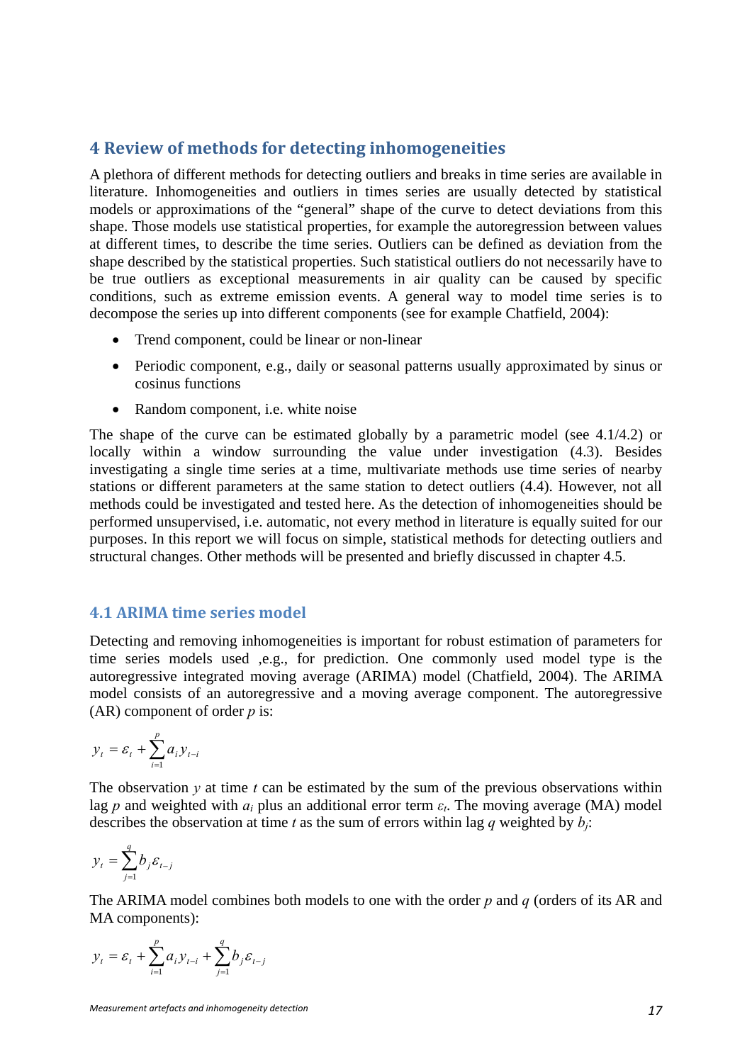# 4 Review of methods for detecting inhomogeneities

A plethora of different methods for detecting outliers and breaks in time series are available in literature. Inhomogeneities and outliers in times series are usually detected by statistical models or approximations of the “general” shape of the curve to detect deviations from this shape. Those models use statistical properties, for example the autoregression between values at different times, to describe the time series. Outliers can be defined as deviation from the shape described by the statistical properties. Such statistical outliers do not necessarily have to be true outliers as exceptional measurements in air quality can be caused by specific conditions, such as extreme emission events. A general way to model time series is to decompose the series up into different components (see for example Chatfield, 2004):

- Trend component, could be linear or non-linear
- Periodic component, e.g., daily or seasonal patterns usually approximated by sinus or cosinus functions
- Random component, i.e. white noise

The shape of the curve can be estimated globally by a parametric model (see 4.1/4.2) or locally within a window surrounding the value under investigation (4.3). Besides investigating a single time series at a time, multivariate methods use time series of nearby stations or different parameters at the same station to detect outliers (4.4). However, not all methods could be investigated and tested here. As the detection of inhomogeneities should be performed unsupervised, i.e. automatic, not every method in literature is equally suited for our purposes. In this report we will focus on simple, statistical methods for detecting outliers and structural changes. Other methods will be presented and briefly discussed in chapter 4.5.

## 4.1 ARIMA time series model

Detecting and removing inhomogeneities is important for robust estimation of parameters for time series models used ,e.g., for prediction. One commonly used model type is the autoregressive integrated moving average (ARIMA) model (Chatfield, 2004). The ARIMA model consists of an autoregressive and a moving average component. The autoregressive (AR) component of order $p$ is:

$$y_t = \varepsilon_t + \sum_{i=1}^{p} a_i y_{t-i}$$

The observation $y$ at time $t$ can be estimated by the sum of the previous observations within lag $p$ and weighted with $a_i$ plus an additional error term $\varepsilon_t$. The moving average (MA) model describes the observation at time $t$ as the sum of errors within lag $q$ weighted by $b_j$:

$$y_t = \sum_{j=1}^{q} b_j \varepsilon_{t-j}$$

The ARIMA model combines both models to one with the order $p$ and $q$ (orders of its AR and MA components):

$$y_t = \varepsilon_t + \sum_{i=1}^{p} a_i y_{t-i} + \sum_{j=1}^{q} b_j \varepsilon_{t-j}$$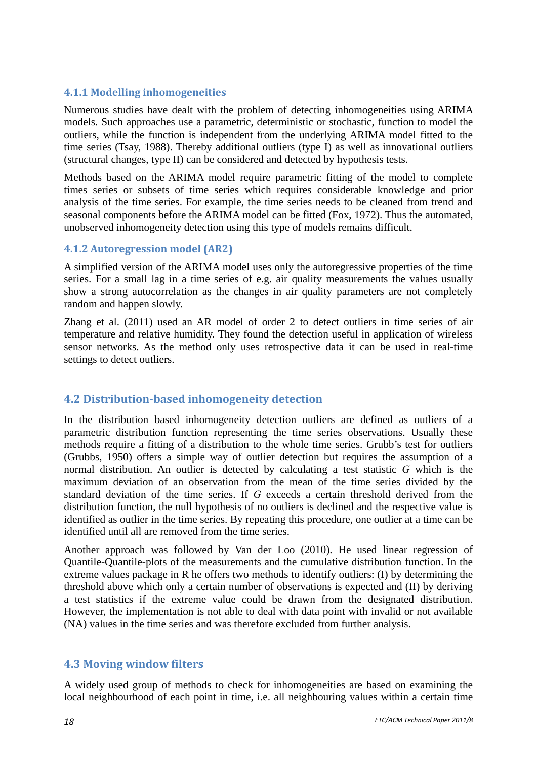### 4.1.1 Modelling inhomogeneities

Numerous studies have dealt with the problem of detecting inhomogeneities using ARIMA models. Such approaches use a parametric, deterministic or stochastic, function to model the outliers, while the function is independent from the underlying ARIMA model fitted to the time series (Tsay, 1988). Thereby additional outliers (type I) as well as innovational outliers (structural changes, type II) can be considered and detected by hypothesis tests.

Methods based on the ARIMA model require parametric fitting of the model to complete times series or subsets of time series which requires considerable knowledge and prior analysis of the time series. For example, the time series needs to be cleaned from trend and seasonal components before the ARIMA model can be fitted (Fox, 1972). Thus the automated, unobserved inhomogeneity detection using this type of models remains difficult.

### 4.1.2 Autoregression model (AR2)

A simplified version of the ARIMA model uses only the autoregressive properties of the time series. For a small lag in a time series of e.g. air quality measurements the values usually show a strong autocorrelation as the changes in air quality parameters are not completely random and happen slowly.

Zhang et al. (2011) used an AR model of order 2 to detect outliers in time series of air temperature and relative humidity. They found the detection useful in application of wireless sensor networks. As the method only uses retrospective data it can be used in real-time settings to detect outliers.

## 4.2 Distribution-based inhomogeneity detection

In the distribution based inhomogeneity detection outliers are defined as outliers of a parametric distribution function representing the time series observations. Usually these methods require a fitting of a distribution to the whole time series. Grubb's test for outliers (Grubbs, 1950) offers a simple way of outlier detection but requires the assumption of a normal distribution. An outlier is detected by calculating a test statistic $G$ which is the maximum deviation of an observation from the mean of the time series divided by the standard deviation of the time series. If $G$ exceeds a certain threshold derived from the distribution function, the null hypothesis of no outliers is declined and the respective value is identified as outlier in the time series. By repeating this procedure, one outlier at a time can be identified until all are removed from the time series.

Another approach was followed by Van der Loo (2010). He used linear regression of Quantile-Quantile-plots of the measurements and the cumulative distribution function. In the extreme values package in R he offers two methods to identify outliers: (I) by determining the threshold above which only a certain number of observations is expected and (II) by deriving a test statistics if the extreme value could be drawn from the designated distribution. However, the implementation is not able to deal with data point with invalid or not available (NA) values in the time series and was therefore excluded from further analysis.

## 4.3 Moving window filters

A widely used group of methods to check for inhomogeneities are based on examining the local neighbourhood of each point in time, i.e. all neighbouring values within a certain time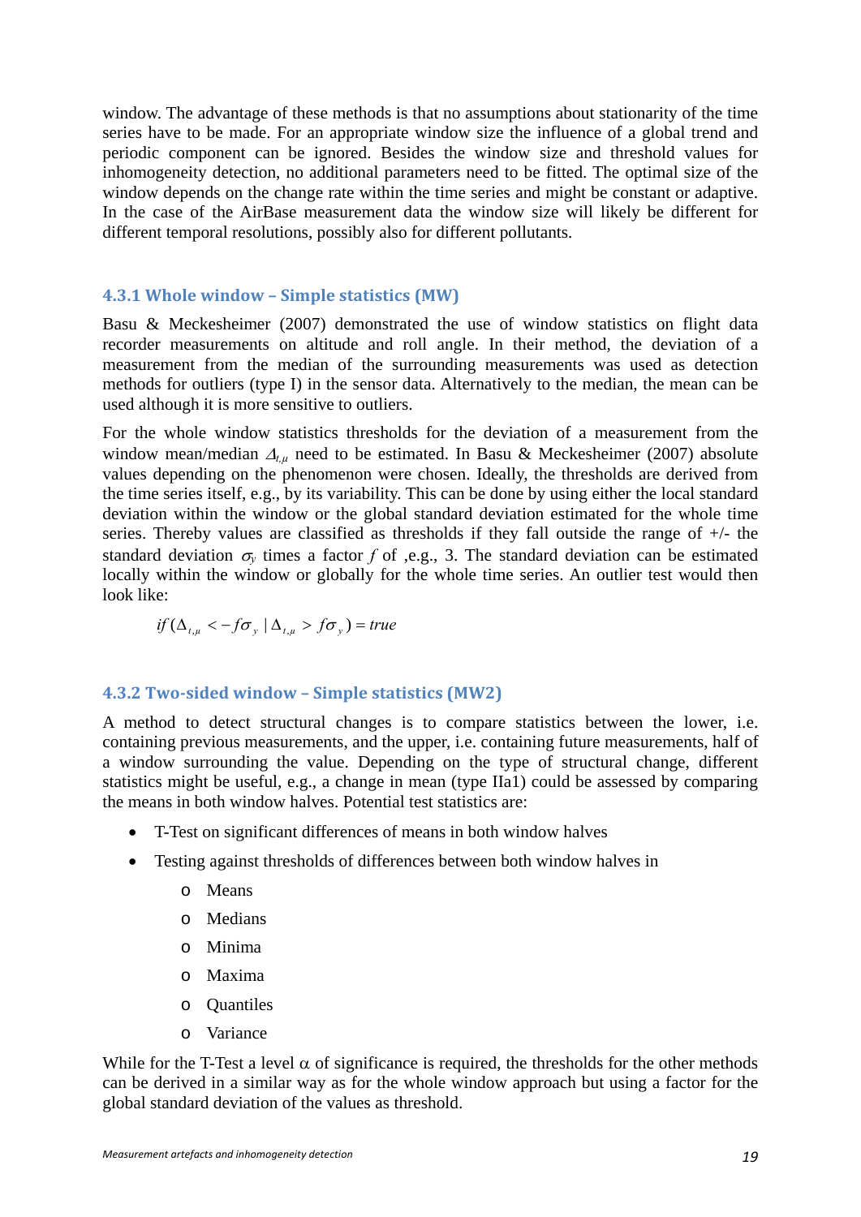window. The advantage of these methods is that no assumptions about stationarity of the time series have to be made. For an appropriate window size the influence of a global trend and periodic component can be ignored. Besides the window size and threshold values for inhomogeneity detection, no additional parameters need to be fitted. The optimal size of the window depends on the change rate within the time series and might be constant or adaptive. In the case of the AirBase measurement data the window size will likely be different for different temporal resolutions, possibly also for different pollutants.

### 4.3.1 Whole window – Simple statistics (MW)

Basu & Meckesheimer (2007) demonstrated the use of window statistics on flight data recorder measurements on altitude and roll angle. In their method, the deviation of a measurement from the median of the surrounding measurements was used as detection methods for outliers (type I) in the sensor data. Alternatively to the median, the mean can be used although it is more sensitive to outliers.

For the whole window statistics thresholds for the deviation of a measurement from the window mean/median $\Delta_{t,\mu}$ need to be estimated. In Basu & Meckesheimer (2007) absolute values depending on the phenomenon were chosen. Ideally, the thresholds are derived from the time series itself, e.g., by its variability. This can be done by using either the local standard deviation within the window or the global standard deviation estimated for the whole time series. Thereby values are classified as thresholds if they fall outside the range of +/- the standard deviation $\sigma_y$ times a factor $f$ of ,e.g., 3. The standard deviation can be estimated locally within the window or globally for the whole time series. An outlier test would then look like:

$$if\,(\Delta_{t,\mu} < -f\sigma_y \mid \Delta_{t,\mu} > f\sigma_y) = true$$

### 4.3.2 Two-sided window – Simple statistics (MW2)

A method to detect structural changes is to compare statistics between the lower, i.e. containing previous measurements, and the upper, i.e. containing future measurements, half of a window surrounding the value. Depending on the type of structural change, different statistics might be useful, e.g., a change in mean (type IIa1) could be assessed by comparing the means in both window halves. Potential test statistics are:

- T-Test on significant differences of means in both window halves
- Testing against thresholds of differences between both window halves in
  - Means
  - Medians
  - Minima
  - Maxima
  - Quantiles
  - Variance

While for the T-Test a level $\alpha$ of significance is required, the thresholds for the other methods can be derived in a similar way as for the whole window approach but using a factor for the global standard deviation of the values as threshold.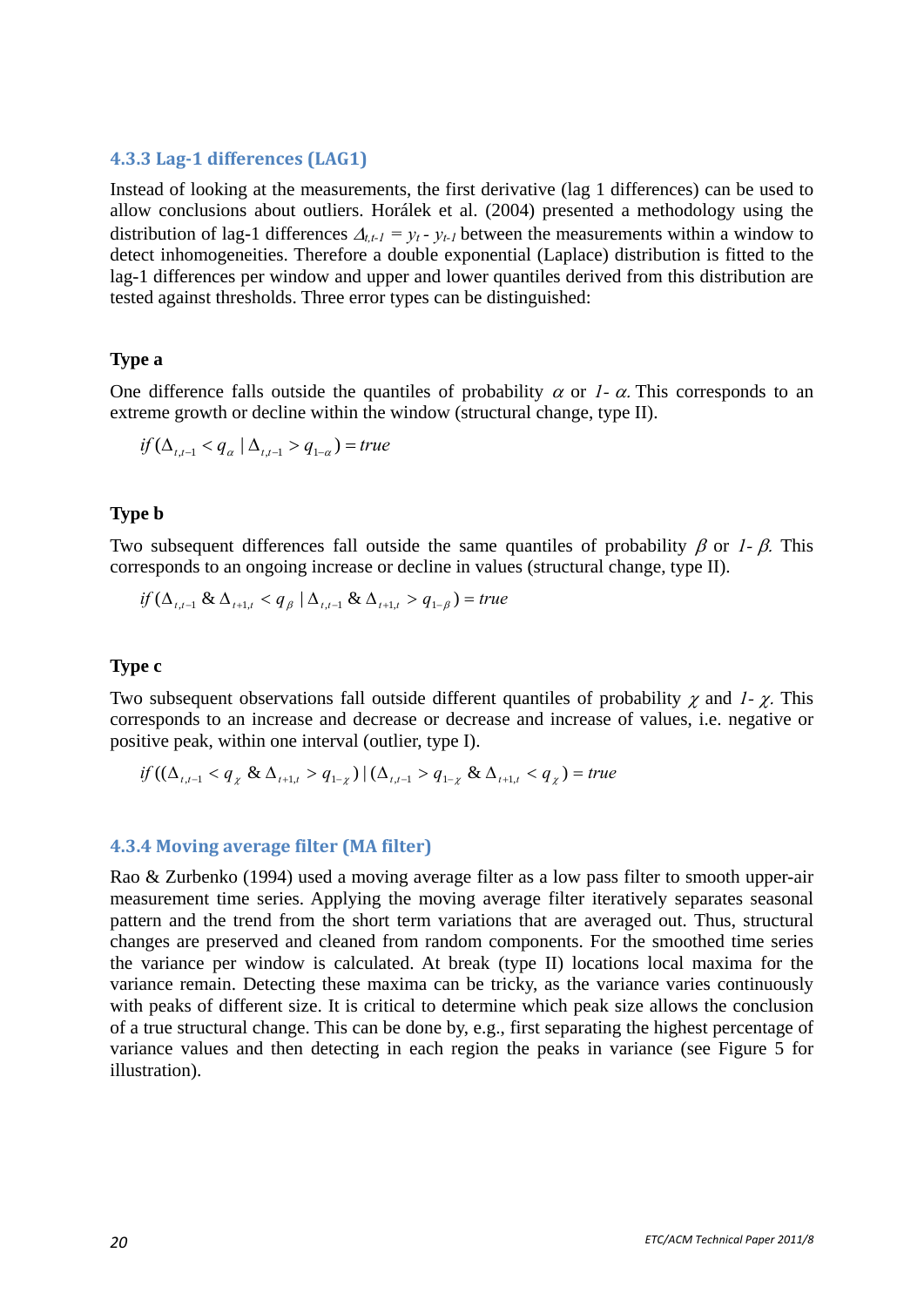### 4.3.3 Lag-1 differences (LAG1)

Instead of looking at the measurements, the first derivative (lag 1 differences) can be used to allow conclusions about outliers. Horálek et al. (2004) presented a methodology using the distribution of lag-1 differences $\Delta_{t,t-1} = y_t - y_{t-1}$ between the measurements within a window to detect inhomogeneities. Therefore a double exponential (Laplace) distribution is fitted to the lag-1 differences per window and upper and lower quantiles derived from this distribution are tested against thresholds. Three error types can be distinguished:

#### Type a

One difference falls outside the quantiles of probability $\alpha$ or $1-\alpha$. This corresponds to an extreme growth or decline within the window (structural change, type II).

$$if\,(\Delta_{t,t-1} < q_{\alpha} \mid \Delta_{t,t-1} > q_{1-\alpha}) = true$$

#### Type b

Two subsequent differences fall outside the same quantiles of probability $\beta$ or $1-\beta$. This corresponds to an ongoing increase or decline in values (structural change, type II).

$$if\,(\Delta_{t,t-1}\ \&\ \Delta_{t+1,t} < q_{\beta} \mid \Delta_{t,t-1}\ \&\ \Delta_{t+1,t} > q_{1-\beta}) = true$$

#### Type c

Two subsequent observations fall outside different quantiles of probability $\chi$ and $1-\chi$. This corresponds to an increase and decrease or decrease and increase of values, i.e. negative or positive peak, within one interval (outlier, type I).

$$if\,((\Delta_{t,t-1} < q_{\chi}\ \&\ \Delta_{t+1,t} > q_{1-\chi}) \mid (\Delta_{t,t-1} > q_{1-\chi}\ \&\ \Delta_{t+1,t} < q_{\chi}) = true$$

### 4.3.4 Moving average filter (MA filter)

Rao & Zurbenko (1994) used a moving average filter as a low pass filter to smooth upper-air measurement time series. Applying the moving average filter iteratively separates seasonal pattern and the trend from the short term variations that are averaged out. Thus, structural changes are preserved and cleaned from random components. For the smoothed time series the variance per window is calculated. At break (type II) locations local maxima for the variance remain. Detecting these maxima can be tricky, as the variance varies continuously with peaks of different size. It is critical to determine which peak size allows the conclusion of a true structural change. This can be done by, e.g., first separating the highest percentage of variance values and then detecting in each region the peaks in variance (see Figure 5 for illustration).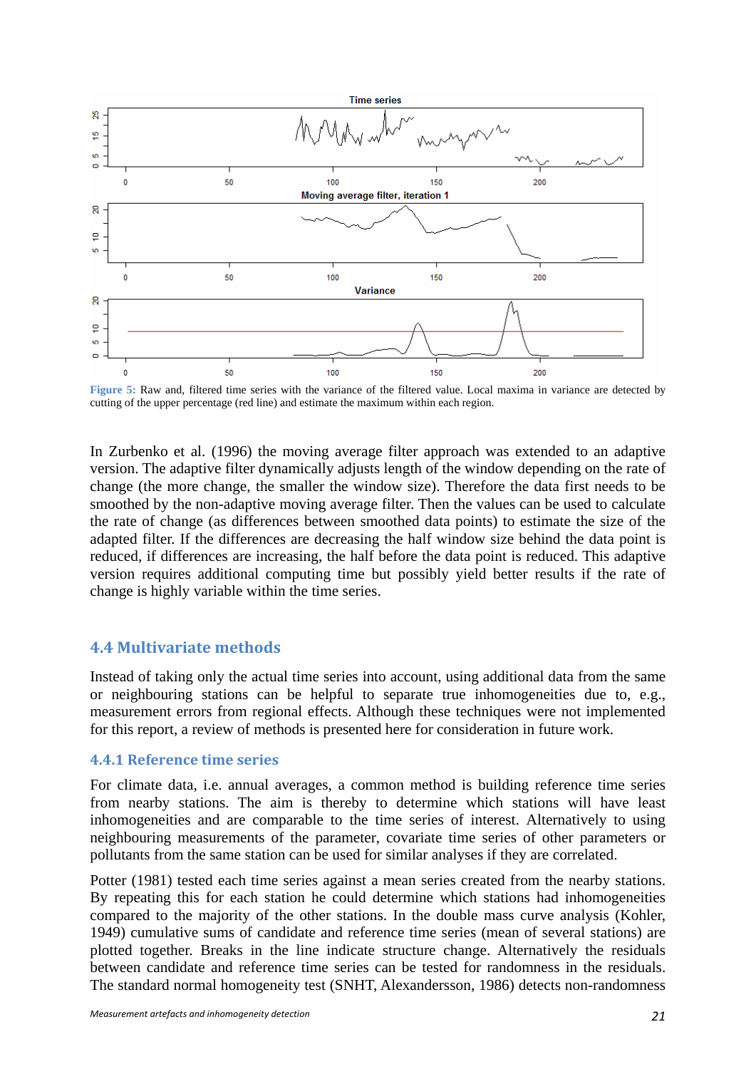**Figure 5:** Raw and, filtered time series with the variance of the filtered value. Local maxima in variance are detected by cutting of the upper percentage (red line) and estimate the maximum within each region.

In Zurbenko et al. (1996) the moving average filter approach was extended to an adaptive version. The adaptive filter dynamically adjusts length of the window depending on the rate of change (the more change, the smaller the window size). Therefore the data first needs to be smoothed by the non-adaptive moving average filter. Then the values can be used to calculate the rate of change (as differences between smoothed data points) to estimate the size of the adapted filter. If the differences are decreasing the half window size behind the data point is reduced, if differences are increasing, the half before the data point is reduced. This adaptive version requires additional computing time but possibly yield better results if the rate of change is highly variable within the time series.

## 4.4 Multivariate methods

Instead of taking only the actual time series into account, using additional data from the same or neighbouring stations can be helpful to separate true inhomogeneities due to, e.g., measurement errors from regional effects. Although these techniques were not implemented for this report, a review of methods is presented here for consideration in future work.

### 4.4.1 Reference time series

For climate data, i.e. annual averages, a common method is building reference time series from nearby stations. The aim is thereby to determine which stations will have least inhomogeneities and are comparable to the time series of interest. Alternatively to using neighbouring measurements of the parameter, covariate time series of other parameters or pollutants from the same station can be used for similar analyses if they are correlated.

Potter (1981) tested each time series against a mean series created from the nearby stations. By repeating this for each station he could determine which stations had inhomogeneities compared to the majority of the other stations. In the double mass curve analysis (Kohler, 1949) cumulative sums of candidate and reference time series (mean of several stations) are plotted together. Breaks in the line indicate structure change. Alternatively the residuals between candidate and reference time series can be tested for randomness in the residuals. The standard normal homogeneity test (SNHT, Alexandersson, 1986) detects non-randomness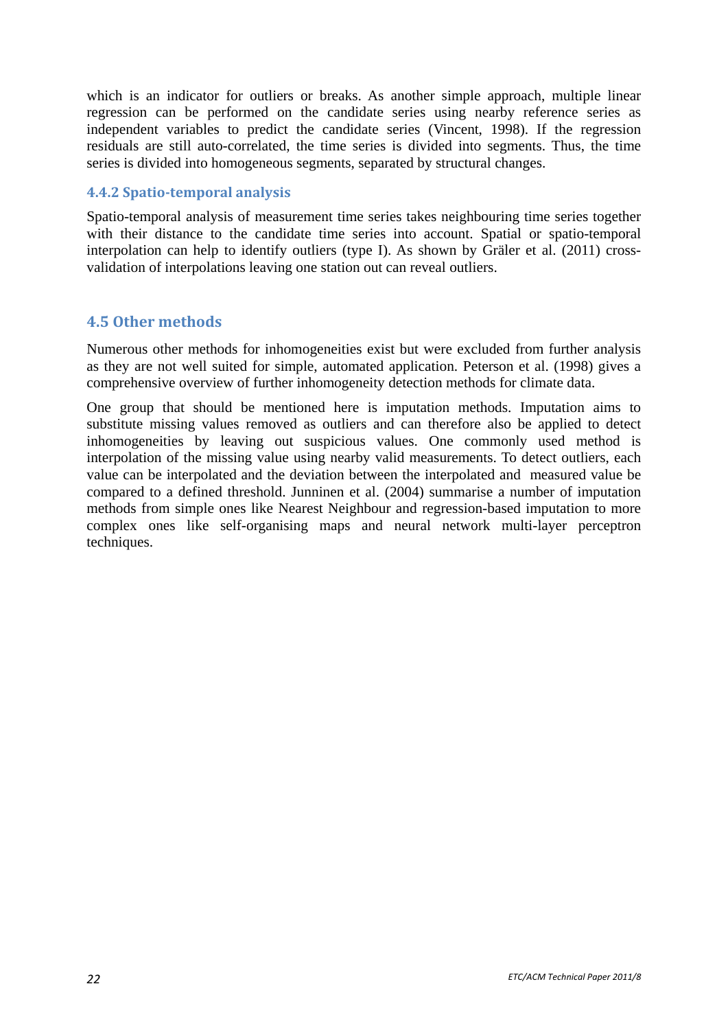which is an indicator for outliers or breaks. As another simple approach, multiple linear regression can be performed on the candidate series using nearby reference series as independent variables to predict the candidate series (Vincent, 1998). If the regression residuals are still auto-correlated, the time series is divided into segments. Thus, the time series is divided into homogeneous segments, separated by structural changes.

### 4.4.2 Spatio-temporal analysis

Spatio-temporal analysis of measurement time series takes neighbouring time series together with their distance to the candidate time series into account. Spatial or spatio-temporal interpolation can help to identify outliers (type I). As shown by Gräler et al. (2011) cross-validation of interpolations leaving one station out can reveal outliers.

## 4.5 Other methods

Numerous other methods for inhomogeneities exist but were excluded from further analysis as they are not well suited for simple, automated application. Peterson et al. (1998) gives a comprehensive overview of further inhomogeneity detection methods for climate data.

One group that should be mentioned here is imputation methods. Imputation aims to substitute missing values removed as outliers and can therefore also be applied to detect inhomogeneities by leaving out suspicious values. One commonly used method is interpolation of the missing value using nearby valid measurements. To detect outliers, each value can be interpolated and the deviation between the interpolated and measured value be compared to a defined threshold. Junninen et al. (2004) summarise a number of imputation methods from simple ones like Nearest Neighbour and regression-based imputation to more complex ones like self-organising maps and neural network multi-layer perceptron techniques.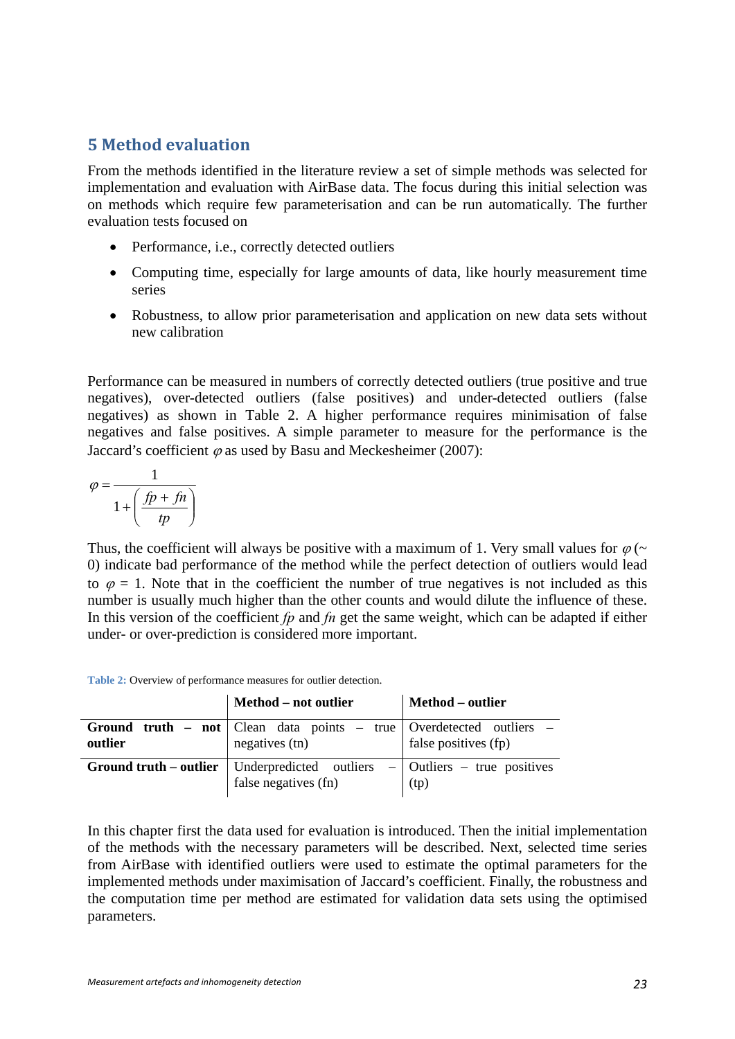## 5 Method evaluation

From the methods identified in the literature review a set of simple methods was selected for implementation and evaluation with AirBase data. The focus during this initial selection was on methods which require few parameterisation and can be run automatically. The further evaluation tests focused on

- Performance, i.e., correctly detected outliers
- Computing time, especially for large amounts of data, like hourly measurement time series
- Robustness, to allow prior parameterisation and application on new data sets without new calibration

Performance can be measured in numbers of correctly detected outliers (true positive and true negatives), over-detected outliers (false positives) and under-detected outliers (false negatives) as shown in Table 2. A higher performance requires minimisation of false negatives and false positives. A simple parameter to measure for the performance is the Jaccard's coefficient $\varphi$ as used by Basu and Meckesheimer (2007):

$$\varphi = \frac{1}{1 + \left( \frac{fp + fn}{tp} \right)}$$

Thus, the coefficient will always be positive with a maximum of 1. Very small values for $\varphi$ (~ 0) indicate bad performance of the method while the perfect detection of outliers would lead to $\varphi$ = 1. Note that in the coefficient the number of true negatives is not included as this number is usually much higher than the other counts and would dilute the influence of these. In this version of the coefficient *fp* and *fn* get the same weight, which can be adapted if either under- or over-prediction is considered more important.

Table 2: Overview of performance measures for outlier detection.

| | **Method – not outlier** | **Method – outlier** |
|---|---|---|
| **Ground truth – not outlier** | Clean data points – true negatives (tn) | Overdetected outliers – false positives (fp) |
| **Ground truth – outlier** | Underpredicted outliers – false negatives (fn) | Outliers – true positives (tp) |

In this chapter first the data used for evaluation is introduced. Then the initial implementation of the methods with the necessary parameters will be described. Next, selected time series from AirBase with identified outliers were used to estimate the optimal parameters for the implemented methods under maximisation of Jaccard's coefficient. Finally, the robustness and the computation time per method are estimated for validation data sets using the optimised parameters.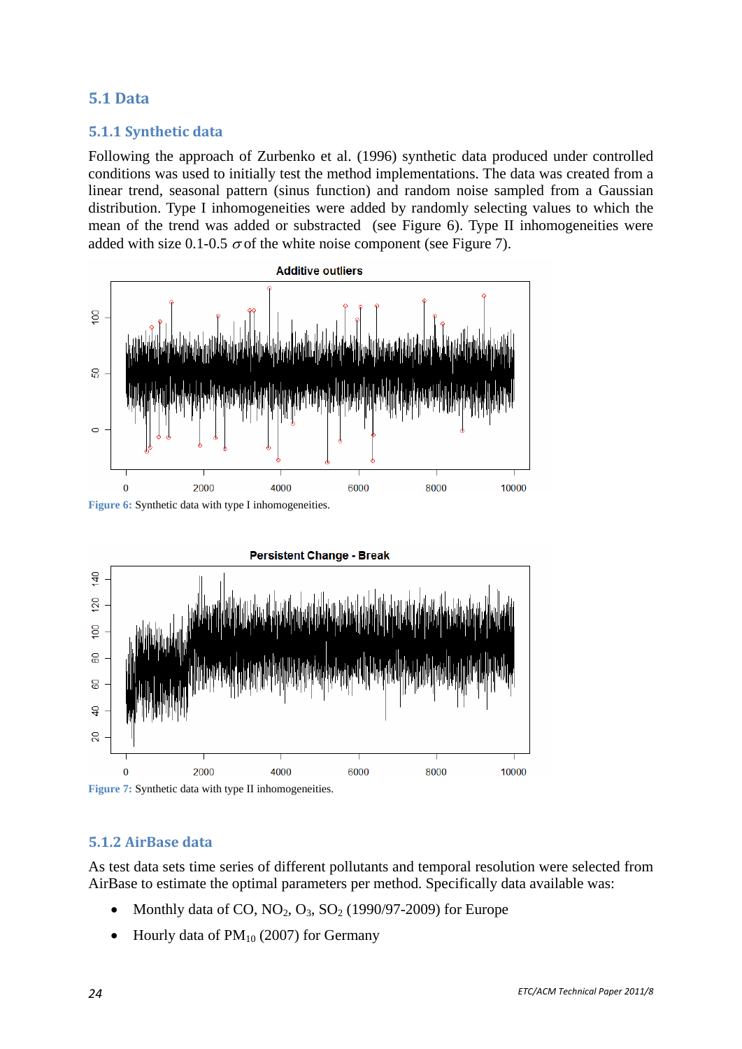## 5.1 Data

### 5.1.1 Synthetic data

Following the approach of Zurbenko et al. (1996) synthetic data produced under controlled conditions was used to initially test the method implementations. The data was created from a linear trend, seasonal pattern (sinus function) and random noise sampled from a Gaussian distribution. Type I inhomogeneities were added by randomly selecting values to which the mean of the trend was added or substracted (see Figure 6). Type II inhomogeneities were added with size 0.1-0.5 $\sigma$ of the white noise component (see Figure 7).

Figure 6: Synthetic data with type I inhomogeneities.

Figure 7: Synthetic data with type II inhomogeneities.

### 5.1.2 AirBase data

As test data sets time series of different pollutants and temporal resolution were selected from AirBase to estimate the optimal parameters per method. Specifically data available was:

- Monthly data of CO, $NO_2$, $O_3$, $SO_2$ (1990/97-2009) for Europe
- Hourly data of $PM_{10}$ (2007) for Germany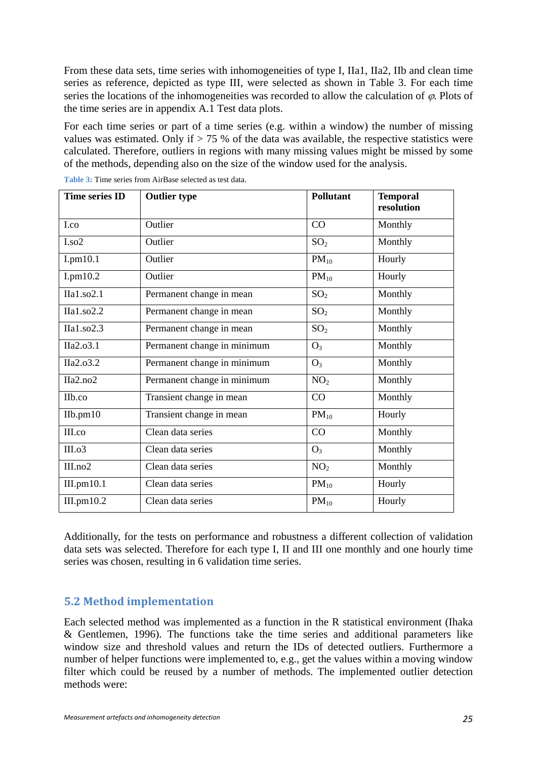From these data sets, time series with inhomogeneities of type I, IIa1, IIa2, IIb and clean time series as reference, depicted as type III, were selected as shown in Table 3. For each time series the locations of the inhomogeneities was recorded to allow the calculation of $\varphi$. Plots of the time series are in appendix A.1 Test data plots.

For each time series or part of a time series (e.g. within a window) the number of missing values was estimated. Only if > 75 % of the data was available, the respective statistics were calculated. Therefore, outliers in regions with many missing values might be missed by some of the methods, depending also on the size of the window used for the analysis.

**Table 3:** Time series from AirBase selected as test data.

| Time series ID | Outlier type | Pollutant | Temporal resolution |
|---|---|---|---|
| I.co | Outlier | CO | Monthly |
| I.so2 | Outlier | $SO_2$ | Monthly |
| I.pm10.1 | Outlier | $PM_{10}$ | Hourly |
| I.pm10.2 | Outlier | $PM_{10}$ | Hourly |
| IIa1.so2.1 | Permanent change in mean | $SO_2$ | Monthly |
| IIa1.so2.2 | Permanent change in mean | $SO_2$ | Monthly |
| IIa1.so2.3 | Permanent change in mean | $SO_2$ | Monthly |
| IIa2.o3.1 | Permanent change in minimum | $O_3$ | Monthly |
| IIa2.o3.2 | Permanent change in minimum | $O_3$ | Monthly |
| IIa2.no2 | Permanent change in minimum | $NO_2$ | Monthly |
| IIb.co | Transient change in mean | CO | Monthly |
| IIb.pm10 | Transient change in mean | $PM_{10}$ | Hourly |
| III.co | Clean data series | CO | Monthly |
| III.o3 | Clean data series | $O_3$ | Monthly |
| III.no2 | Clean data series | $NO_2$ | Monthly |
| III.pm10.1 | Clean data series | $PM_{10}$ | Hourly |
| III.pm10.2 | Clean data series | $PM_{10}$ | Hourly |

Additionally, for the tests on performance and robustness a different collection of validation data sets was selected. Therefore for each type I, II and III one monthly and one hourly time series was chosen, resulting in 6 validation time series.

## 5.2 Method implementation

Each selected method was implemented as a function in the R statistical environment (Ihaka & Gentlemen, 1996). The functions take the time series and additional parameters like window size and threshold values and return the IDs of detected outliers. Furthermore a number of helper functions were implemented to, e.g., get the values within a moving window filter which could be reused by a number of methods. The implemented outlier detection methods were: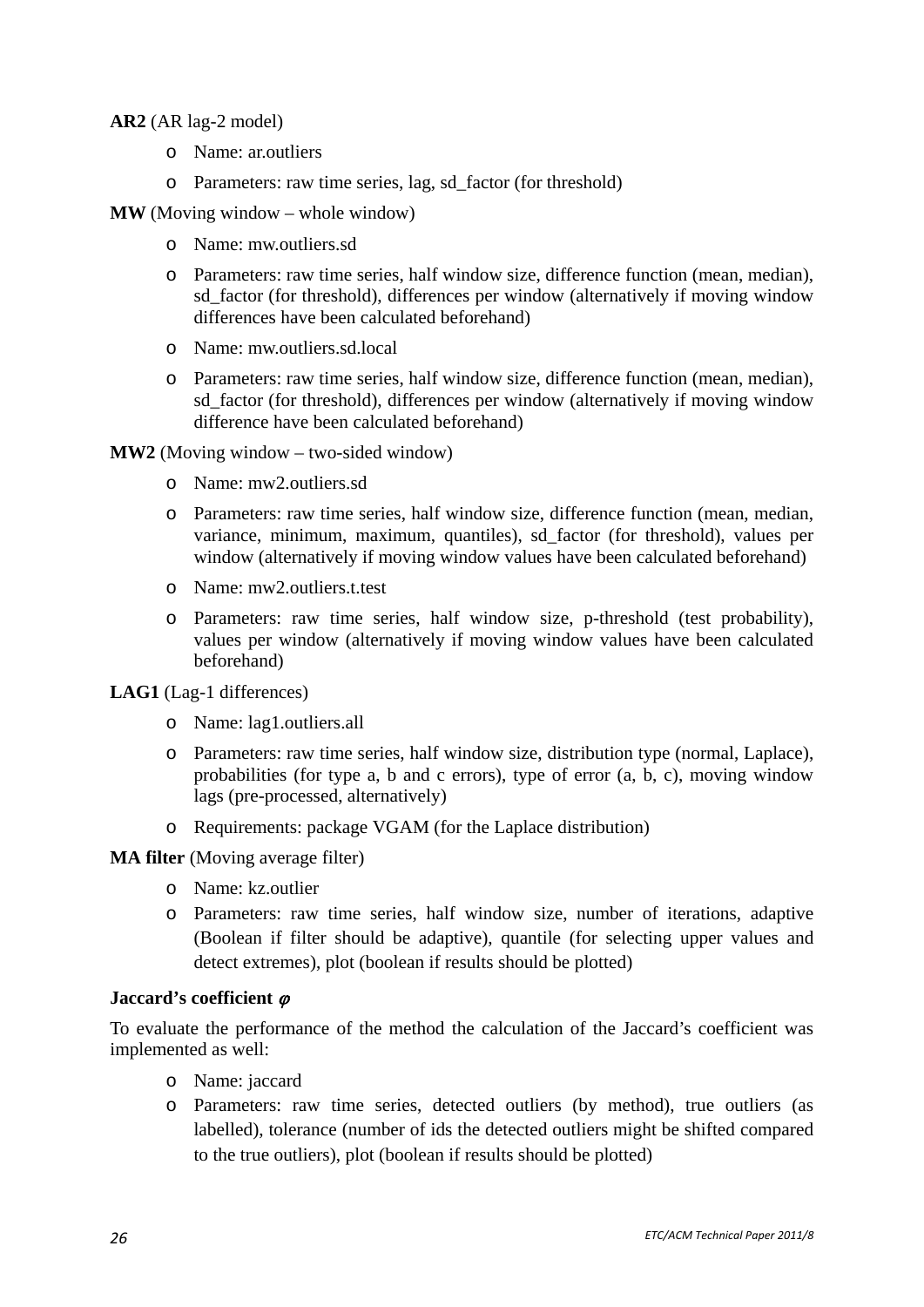**AR2** (AR lag-2 model)

- Name: ar.outliers
- Parameters: raw time series, lag, sd_factor (for threshold)

**MW** (Moving window – whole window)

- Name: mw.outliers.sd
- Parameters: raw time series, half window size, difference function (mean, median), sd_factor (for threshold), differences per window (alternatively if moving window differences have been calculated beforehand)
- Name: mw.outliers.sd.local
- Parameters: raw time series, half window size, difference function (mean, median), sd_factor (for threshold), differences per window (alternatively if moving window difference have been calculated beforehand)

**MW2** (Moving window – two-sided window)

- Name: mw2.outliers.sd
- Parameters: raw time series, half window size, difference function (mean, median, variance, minimum, maximum, quantiles), sd_factor (for threshold), values per window (alternatively if moving window values have been calculated beforehand)
- Name: mw2.outliers.t.test
- Parameters: raw time series, half window size, p-threshold (test probability), values per window (alternatively if moving window values have been calculated beforehand)

**LAG1** (Lag-1 differences)

- Name: lag1.outliers.all
- Parameters: raw time series, half window size, distribution type (normal, Laplace), probabilities (for type a, b and c errors), type of error (a, b, c), moving window lags (pre-processed, alternatively)
- Requirements: package VGAM (for the Laplace distribution)

**MA filter** (Moving average filter)

- Name: kz.outlier
- Parameters: raw time series, half window size, number of iterations, adaptive (Boolean if filter should be adaptive), quantile (for selecting upper values and detect extremes), plot (boolean if results should be plotted)

**Jaccard's coefficient $\varphi$**

To evaluate the performance of the method the calculation of the Jaccard's coefficient was implemented as well:

- Name: jaccard
- Parameters: raw time series, detected outliers (by method), true outliers (as labelled), tolerance (number of ids the detected outliers might be shifted compared to the true outliers), plot (boolean if results should be plotted)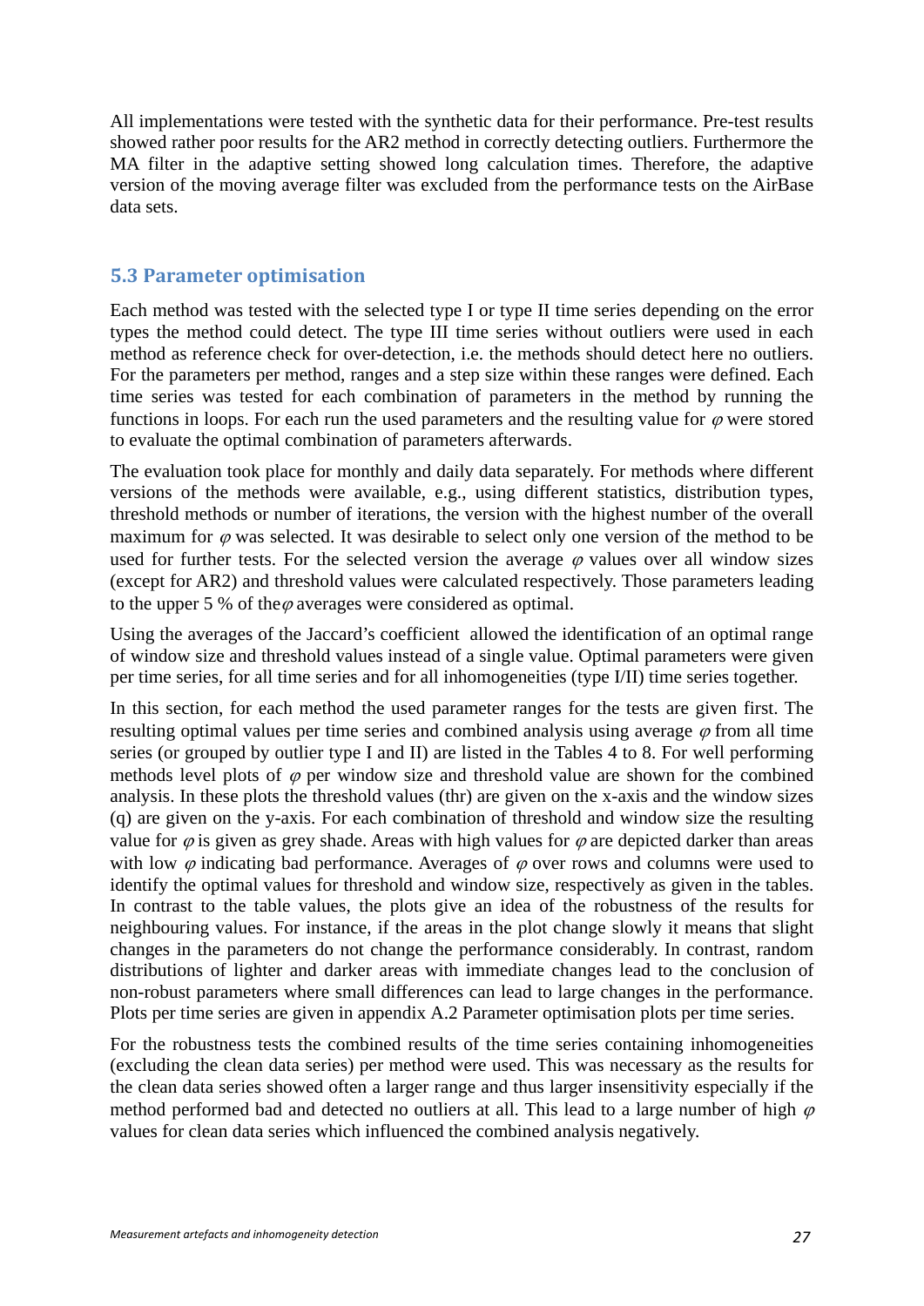All implementations were tested with the synthetic data for their performance. Pre-test results showed rather poor results for the AR2 method in correctly detecting outliers. Furthermore the MA filter in the adaptive setting showed long calculation times. Therefore, the adaptive version of the moving average filter was excluded from the performance tests on the AirBase data sets.

## 5.3 Parameter optimisation

Each method was tested with the selected type I or type II time series depending on the error types the method could detect. The type III time series without outliers were used in each method as reference check for over-detection, i.e. the methods should detect here no outliers. For the parameters per method, ranges and a step size within these ranges were defined. Each time series was tested for each combination of parameters in the method by running the functions in loops. For each run the used parameters and the resulting value for $\varphi$ were stored to evaluate the optimal combination of parameters afterwards.

The evaluation took place for monthly and daily data separately. For methods where different versions of the methods were available, e.g., using different statistics, distribution types, threshold methods or number of iterations, the version with the highest number of the overall maximum for $\varphi$ was selected. It was desirable to select only one version of the method to be used for further tests. For the selected version the average $\varphi$ values over all window sizes (except for AR2) and threshold values were calculated respectively. Those parameters leading to the upper 5 % of the $\varphi$ averages were considered as optimal.

Using the averages of the Jaccard's coefficient allowed the identification of an optimal range of window size and threshold values instead of a single value. Optimal parameters were given per time series, for all time series and for all inhomogeneities (type I/II) time series together.

In this section, for each method the used parameter ranges for the tests are given first. The resulting optimal values per time series and combined analysis using average $\varphi$ from all time series (or grouped by outlier type I and II) are listed in the Tables 4 to 8. For well performing methods level plots of $\varphi$ per window size and threshold value are shown for the combined analysis. In these plots the threshold values (thr) are given on the x-axis and the window sizes (q) are given on the y-axis. For each combination of threshold and window size the resulting value for $\varphi$ is given as grey shade. Areas with high values for $\varphi$ are depicted darker than areas with low $\varphi$ indicating bad performance. Averages of $\varphi$ over rows and columns were used to identify the optimal values for threshold and window size, respectively as given in the tables. In contrast to the table values, the plots give an idea of the robustness of the results for neighbouring values. For instance, if the areas in the plot change slowly it means that slight changes in the parameters do not change the performance considerably. In contrast, random distributions of lighter and darker areas with immediate changes lead to the conclusion of non-robust parameters where small differences can lead to large changes in the performance. Plots per time series are given in appendix A.2 Parameter optimisation plots per time series.

For the robustness tests the combined results of the time series containing inhomogeneities (excluding the clean data series) per method were used. This was necessary as the results for the clean data series showed often a larger range and thus larger insensitivity especially if the method performed bad and detected no outliers at all. This lead to a large number of high $\varphi$ values for clean data series which influenced the combined analysis negatively.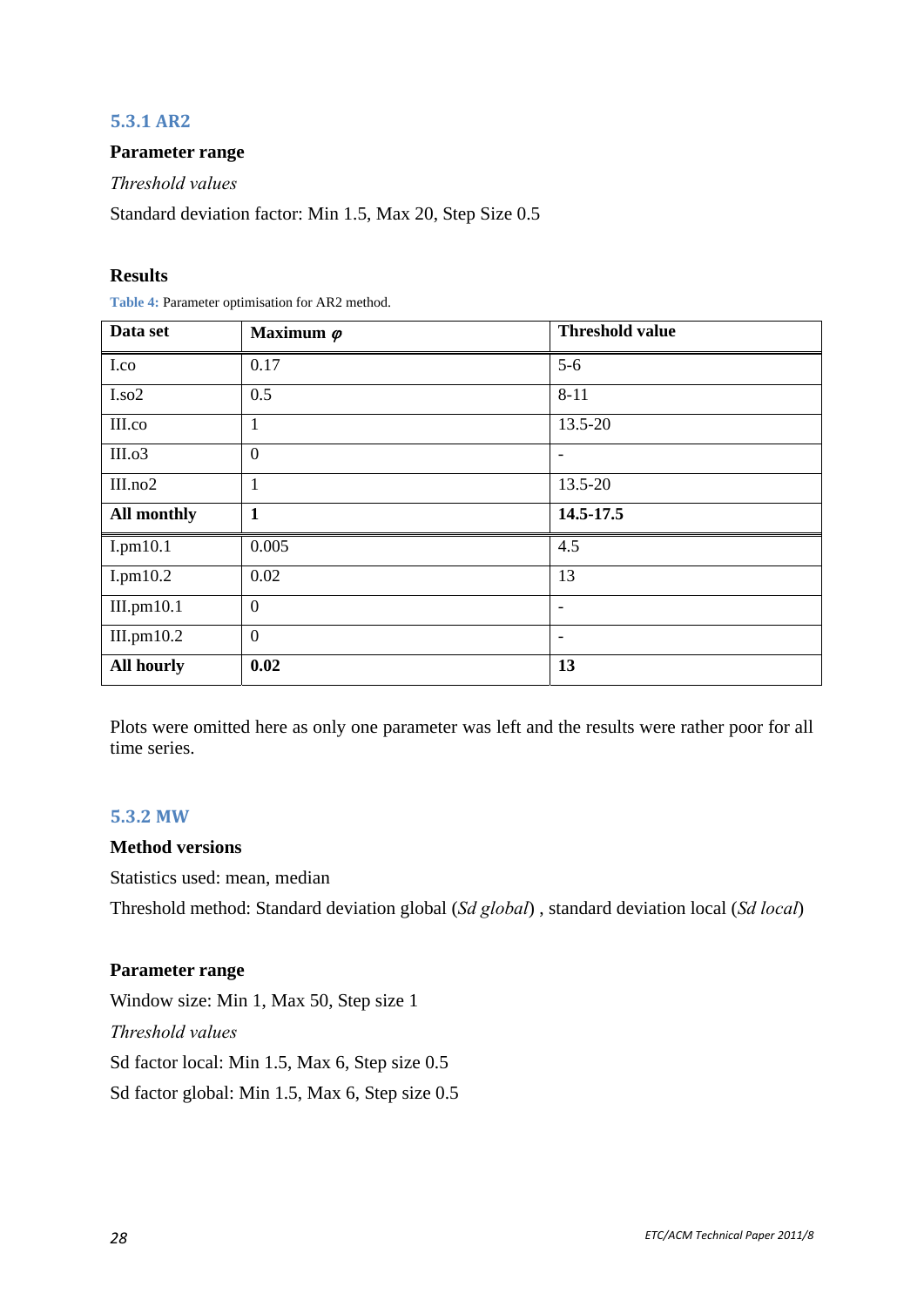### 5.3.1 AR2

**Parameter range**

*Threshold values*

Standard deviation factor: Min 1.5, Max 20, Step Size 0.5

**Results**

Table 4: Parameter optimisation for AR2 method.

| Data set | Maximum $\varphi$ | Threshold value |
|---|---|---|
| I.co | 0.17 | 5-6 |
| I.so2 | 0.5 | 8-11 |
| III.co | 1 | 13.5-20 |
| III.o3 | 0 | - |
| III.no2 | 1 | 13.5-20 |
| **All monthly** | **1** | **14.5-17.5** |
| I.pm10.1 | 0.005 | 4.5 |
| I.pm10.2 | 0.02 | 13 |
| III.pm10.1 | 0 | - |
| III.pm10.2 | 0 | - |
| **All hourly** | **0.02** | **13** |

Plots were omitted here as only one parameter was left and the results were rather poor for all time series.

### 5.3.2 MW

**Method versions**

Statistics used: mean, median

Threshold method: Standard deviation global (*Sd global*) , standard deviation local (*Sd local*)

**Parameter range**

Window size: Min 1, Max 50, Step size 1

*Threshold values*

Sd factor local: Min 1.5, Max 6, Step size 0.5

Sd factor global: Min 1.5, Max 6, Step size 0.5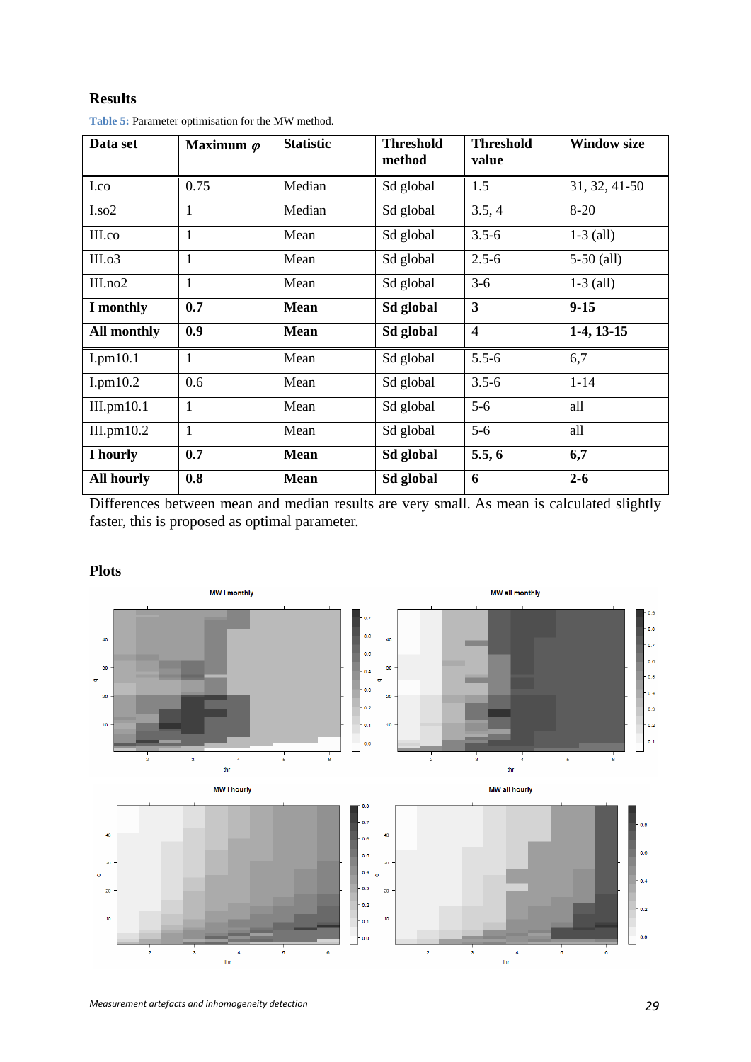## Results

Table 5: Parameter optimisation for the MW method.

| Data set | Maximum $\varphi$ | Statistic | Threshold method | Threshold value | Window size |
|---|---|---|---|---|---|
| I.co | 0.75 | Median | Sd global | 1.5 | 31, 32, 41-50 |
| I.so2 | 1 | Median | Sd global | 3.5, 4 | 8-20 |
| III.co | 1 | Mean | Sd global | 3.5-6 | 1-3 (all) |
| III.o3 | 1 | Mean | Sd global | 2.5-6 | 5-50 (all) |
| III.no2 | 1 | Mean | Sd global | 3-6 | 1-3 (all) |
| **I monthly** | **0.7** | **Mean** | **Sd global** | **3** | **9-15** |
| **All monthly** | **0.9** | **Mean** | **Sd global** | **4** | **1-4, 13-15** |
| I.pm10.1 | 1 | Mean | Sd global | 5.5-6 | 6,7 |
| I.pm10.2 | 0.6 | Mean | Sd global | 3.5-6 | 1-14 |
| III.pm10.1 | 1 | Mean | Sd global | 5-6 | all |
| III.pm10.2 | 1 | Mean | Sd global | 5-6 | all |
| **I hourly** | **0.7** | **Mean** | **Sd global** | **5.5, 6** | **6,7** |
| **All hourly** | **0.8** | **Mean** | **Sd global** | **6** | **2-6** |

Differences between mean and median results are very small. As mean is calculated slightly faster, this is proposed as optimal parameter.

## Plots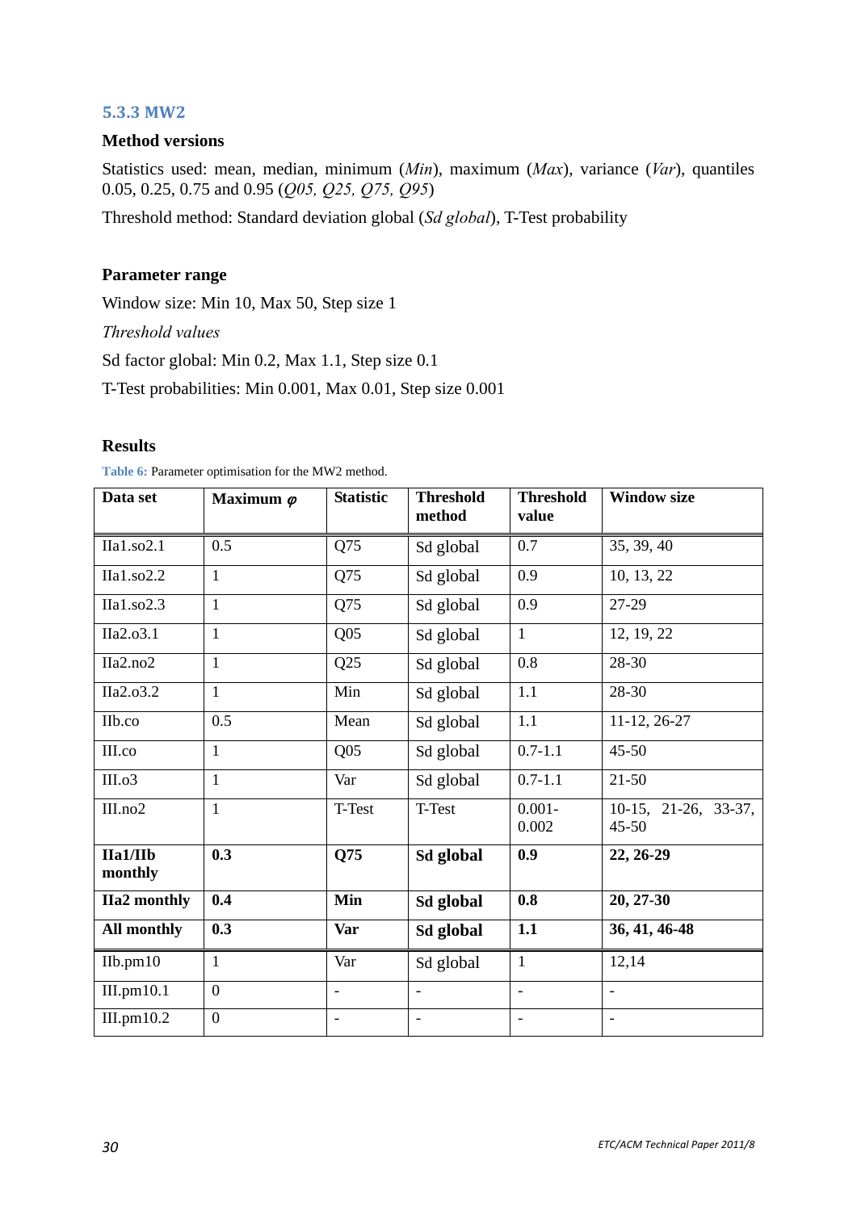### 5.3.3 MW2

**Method versions**

Statistics used: mean, median, minimum (*Min*), maximum (*Max*), variance (*Var*), quantiles 0.05, 0.25, 0.75 and 0.95 (*Q05, Q25, Q75, Q95*)

Threshold method: Standard deviation global (*Sd global*), T-Test probability

**Parameter range**

Window size: Min 10, Max 50, Step size 1

*Threshold values*

Sd factor global: Min 0.2, Max 1.1, Step size 0.1

T-Test probabilities: Min 0.001, Max 0.01, Step size 0.001

**Results**

Table 6: Parameter optimisation for the MW2 method.

| Data set | Maximum $\varphi$ | Statistic | Threshold method | Threshold value | Window size |
|---|---|---|---|---|---|
| IIa1.so2.1 | 0.5 | Q75 | Sd global | 0.7 | 35, 39, 40 |
| IIa1.so2.2 | 1 | Q75 | Sd global | 0.9 | 10, 13, 22 |
| IIa1.so2.3 | 1 | Q75 | Sd global | 0.9 | 27-29 |
| IIa2.o3.1 | 1 | Q05 | Sd global | 1 | 12, 19, 22 |
| IIa2.no2 | 1 | Q25 | Sd global | 0.8 | 28-30 |
| IIa2.o3.2 | 1 | Min | Sd global | 1.1 | 28-30 |
| IIb.co | 0.5 | Mean | Sd global | 1.1 | 11-12, 26-27 |
| III.co | 1 | Q05 | Sd global | 0.7-1.1 | 45-50 |
| III.o3 | 1 | Var | Sd global | 0.7-1.1 | 21-50 |
| III.no2 | 1 | T-Test | T-Test | 0.001-0.002 | 10-15, 21-26, 33-37, 45-50 |
| **IIa1/IIb monthly** | **0.3** | **Q75** | **Sd global** | **0.9** | **22, 26-29** |
| **IIa2 monthly** | **0.4** | **Min** | **Sd global** | **0.8** | **20, 27-30** |
| **All monthly** | **0.3** | **Var** | **Sd global** | **1.1** | **36, 41, 46-48** |
| IIb.pm10 | 1 | Var | Sd global | 1 | 12,14 |
| III.pm10.1 | 0 | - | - | - | - |
| III.pm10.2 | 0 | - | - | - | - |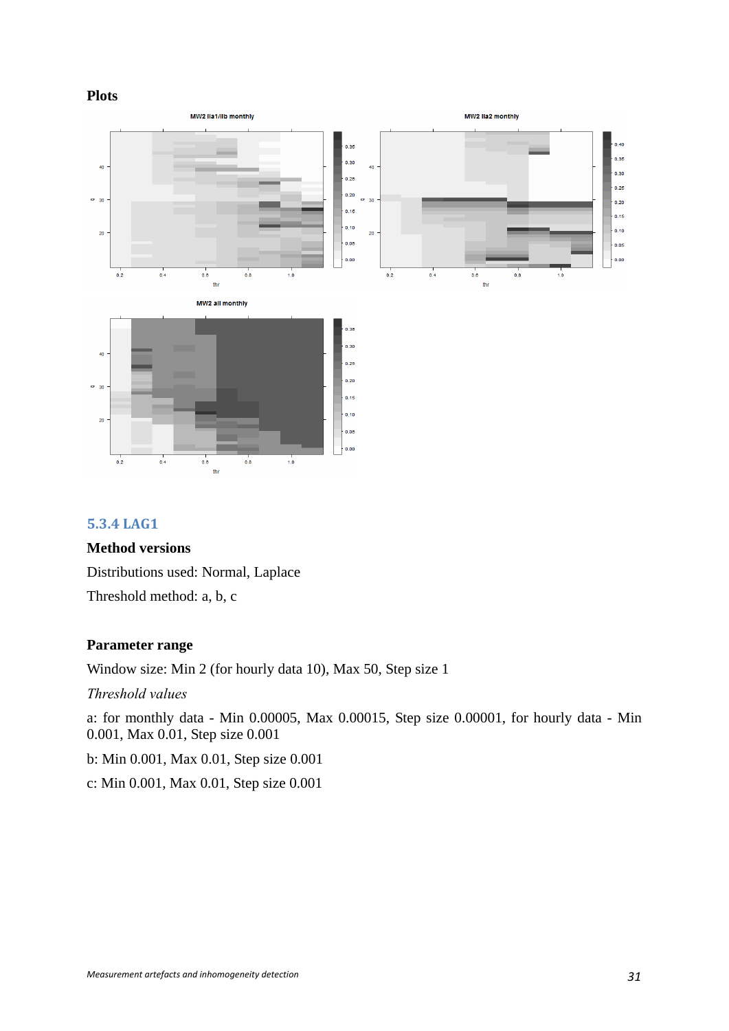**Plots**

### 5.3.4 LAG1

**Method versions**

Distributions used: Normal, Laplace

Threshold method: a, b, c

**Parameter range**

Window size: Min 2 (for hourly data 10), Max 50, Step size 1

*Threshold values*

a: for monthly data - Min 0.00005, Max 0.00015, Step size 0.00001, for hourly data - Min 0.001, Max 0.01, Step size 0.001

b: Min 0.001, Max 0.01, Step size 0.001

c: Min 0.001, Max 0.01, Step size 0.001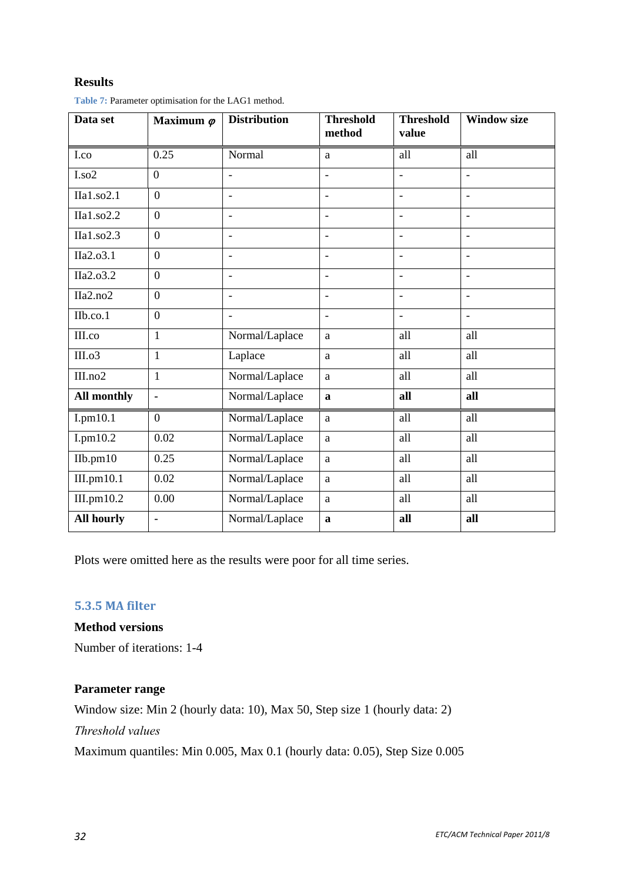**Results**

Table 7: Parameter optimisation for the LAG1 method.

| Data set | Maximum $\varphi$ | Distribution | Threshold method | Threshold value | Window size |
|---|---|---|---|---|---|
| I.co | 0.25 | Normal | a | all | all |
| I.so2 | 0 | - | - | - | - |
| IIa1.so2.1 | 0 | - | - | - | - |
| IIa1.so2.2 | 0 | - | - | - | - |
| IIa1.so2.3 | 0 | - | - | - | - |
| IIa2.o3.1 | 0 | - | - | - | - |
| IIa2.o3.2 | 0 | - | - | - | - |
| IIa2.no2 | 0 | - | - | - | - |
| IIb.co.1 | 0 | - | - | - | - |
| III.co | 1 | Normal/Laplace | a | all | all |
| III.o3 | 1 | Laplace | a | all | all |
| III.no2 | 1 | Normal/Laplace | a | all | all |
| **All monthly** | **-** | Normal/Laplace | **a** | **all** | **all** |
| I.pm10.1 | 0 | Normal/Laplace | a | all | all |
| I.pm10.2 | 0.02 | Normal/Laplace | a | all | all |
| IIb.pm10 | 0.25 | Normal/Laplace | a | all | all |
| III.pm10.1 | 0.02 | Normal/Laplace | a | all | all |
| III.pm10.2 | 0.00 | Normal/Laplace | a | all | all |
| **All hourly** | **-** | Normal/Laplace | **a** | **all** | **all** |

Plots were omitted here as the results were poor for all time series.

### 5.3.5 MA filter

**Method versions**

Number of iterations: 1-4

**Parameter range**

Window size: Min 2 (hourly data: 10), Max 50, Step size 1 (hourly data: 2)

*Threshold values*

Maximum quantiles: Min 0.005, Max 0.1 (hourly data: 0.05), Step Size 0.005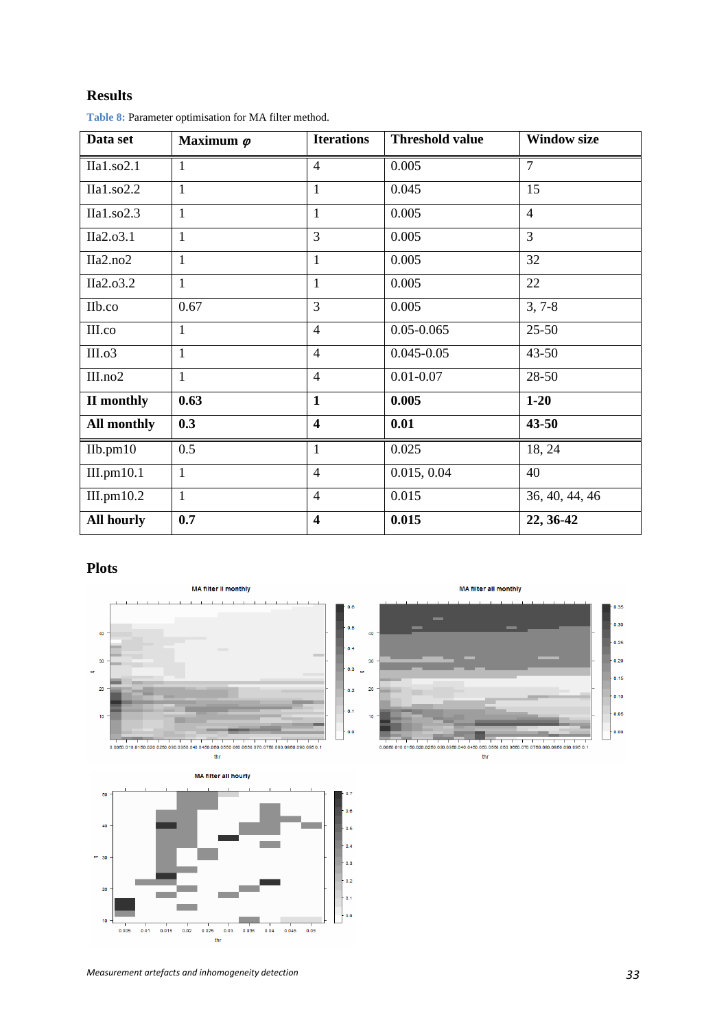## Results

**Table 8:** Parameter optimisation for MA filter method.

| Data set | Maximum $\varphi$ | Iterations | Threshold value | Window size |
|---|---|---|---|---|
| IIa1.so2.1 | 1 | 4 | 0.005 | 7 |
| IIa1.so2.2 | 1 | 1 | 0.045 | 15 |
| IIa1.so2.3 | 1 | 1 | 0.005 | 4 |
| IIa2.o3.1 | 1 | 3 | 0.005 | 3 |
| IIa2.no2 | 1 | 1 | 0.005 | 32 |
| IIa2.o3.2 | 1 | 1 | 0.005 | 22 |
| IIb.co | 0.67 | 3 | 0.005 | 3, 7-8 |
| III.co | 1 | 4 | 0.05-0.065 | 25-50 |
| III.o3 | 1 | 4 | 0.045-0.05 | 43-50 |
| III.no2 | 1 | 4 | 0.01-0.07 | 28-50 |
| **II monthly** | **0.63** | **1** | **0.005** | **1-20** |
| **All monthly** | **0.3** | **4** | **0.01** | **43-50** |
| IIb.pm10 | 0.5 | 1 | 0.025 | 18, 24 |
| III.pm10.1 | 1 | 4 | 0.015, 0.04 | 40 |
| III.pm10.2 | 1 | 4 | 0.015 | 36, 40, 44, 46 |
| **All hourly** | **0.7** | **4** | **0.015** | **22, 36-42** |

## Plots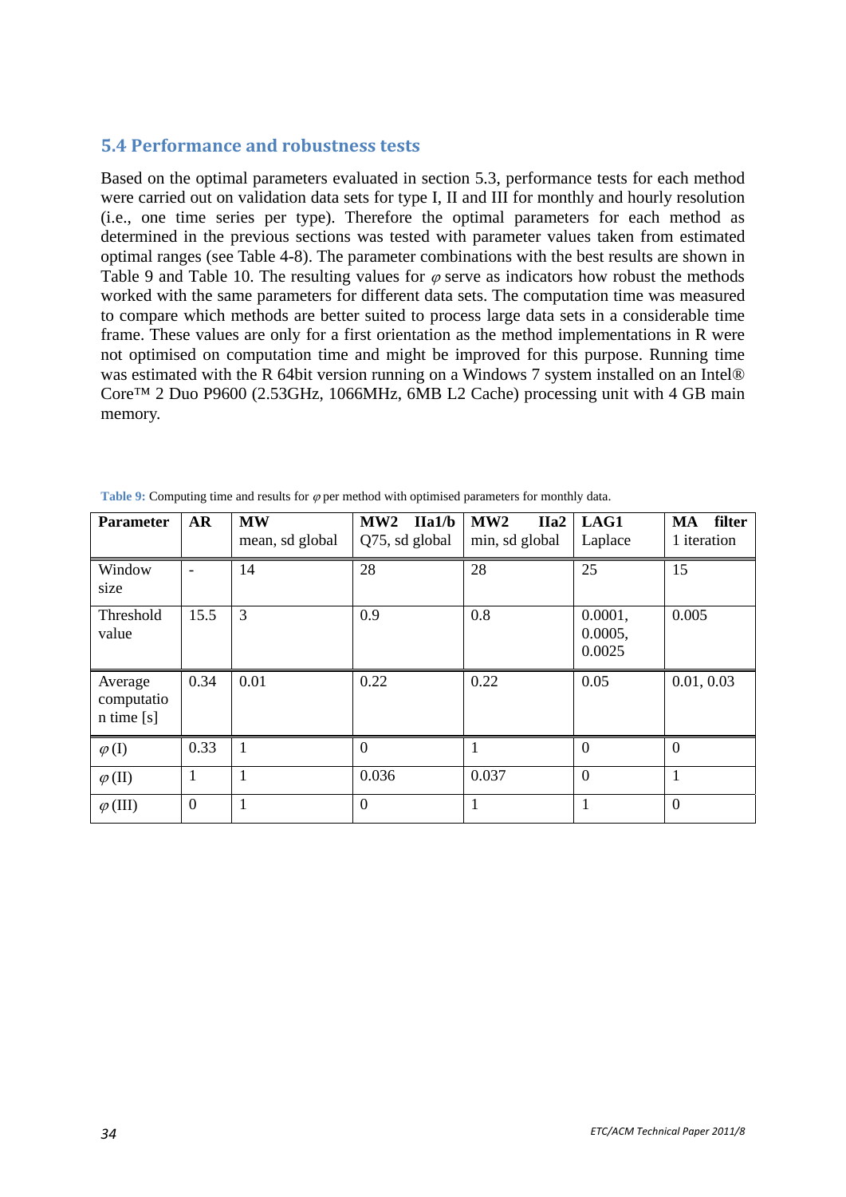## 5.4 Performance and robustness tests

Based on the optimal parameters evaluated in section 5.3, performance tests for each method were carried out on validation data sets for type I, II and III for monthly and hourly resolution (i.e., one time series per type). Therefore the optimal parameters for each method as determined in the previous sections was tested with parameter values taken from estimated optimal ranges (see Table 4-8). The parameter combinations with the best results are shown in Table 9 and Table 10. The resulting values for $\varphi$ serve as indicators how robust the methods worked with the same parameters for different data sets. The computation time was measured to compare which methods are better suited to process large data sets in a considerable time frame. These values are only for a first orientation as the method implementations in R were not optimised on computation time and might be improved for this purpose. Running time was estimated with the R 64bit version running on a Windows 7 system installed on an Intel® Core™ 2 Duo P9600 (2.53GHz, 1066MHz, 6MB L2 Cache) processing unit with 4 GB main memory.

**Table 9:** Computing time and results for $\varphi$ per method with optimised parameters for monthly data.

| **Parameter** | **AR** | **MW** mean, sd global | **MW2 IIa1/b** Q75, sd global | **MW2 IIa2** min, sd global | **LAG1** Laplace | **MA filter** 1 iteration |
|---|---|---|---|---|---|---|
| Window size | - | 14 | 28 | 28 | 25 | 15 |
| Threshold value | 15.5 | 3 | 0.9 | 0.8 | 0.0001, 0.0005, 0.0025 | 0.005 |
| Average computation time [s] | 0.34 | 0.01 | 0.22 | 0.22 | 0.05 | 0.01, 0.03 |
| $\varphi$ (I) | 0.33 | 1 | 0 | 1 | 0 | 0 |
| $\varphi$ (II) | 1 | 1 | 0.036 | 0.037 | 0 | 1 |
| $\varphi$ (III) | 0 | 1 | 0 | 1 | 1 | 0 |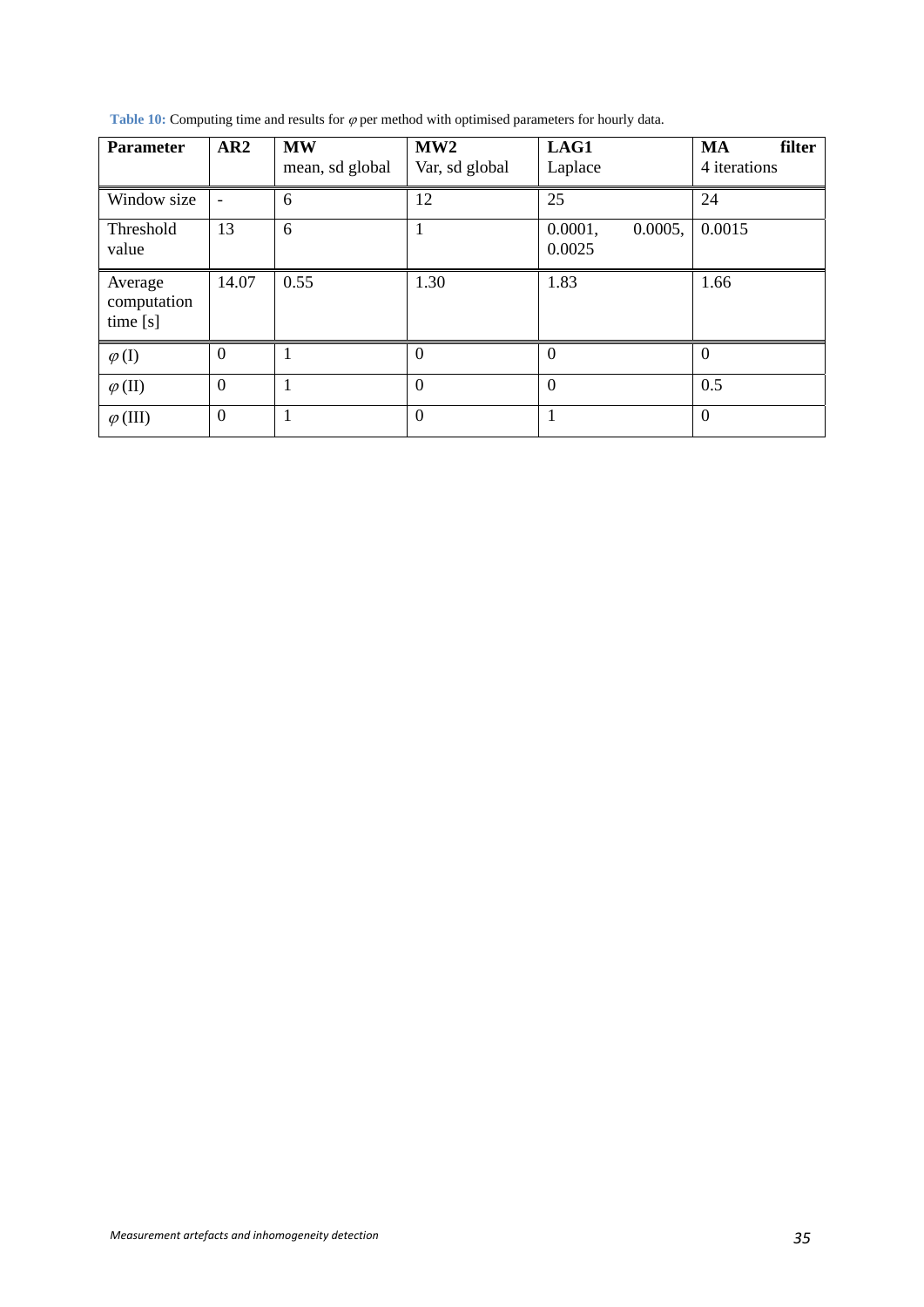**Table 10:** Computing time and results for $\varphi$ per method with optimised parameters for hourly data.

| **Parameter** | **AR2** | **MW** mean, sd global | **MW2** Var, sd global | **LAG1** Laplace | **MA filter** 4 iterations |
|---|---|---|---|---|---|
| Window size | - | 6 | 12 | 25 | 24 |
| Threshold value | 13 | 6 | 1 | 0.0001, 0.0005, 0.0025 | 0.0015 |
| Average computation time [s] | 14.07 | 0.55 | 1.30 | 1.83 | 1.66 |
| $\varphi$ (I) | 0 | 1 | 0 | 0 | 0 |
| $\varphi$ (II) | 0 | 1 | 0 | 0 | 0.5 |
| $\varphi$ (III) | 0 | 1 | 0 | 1 | 0 |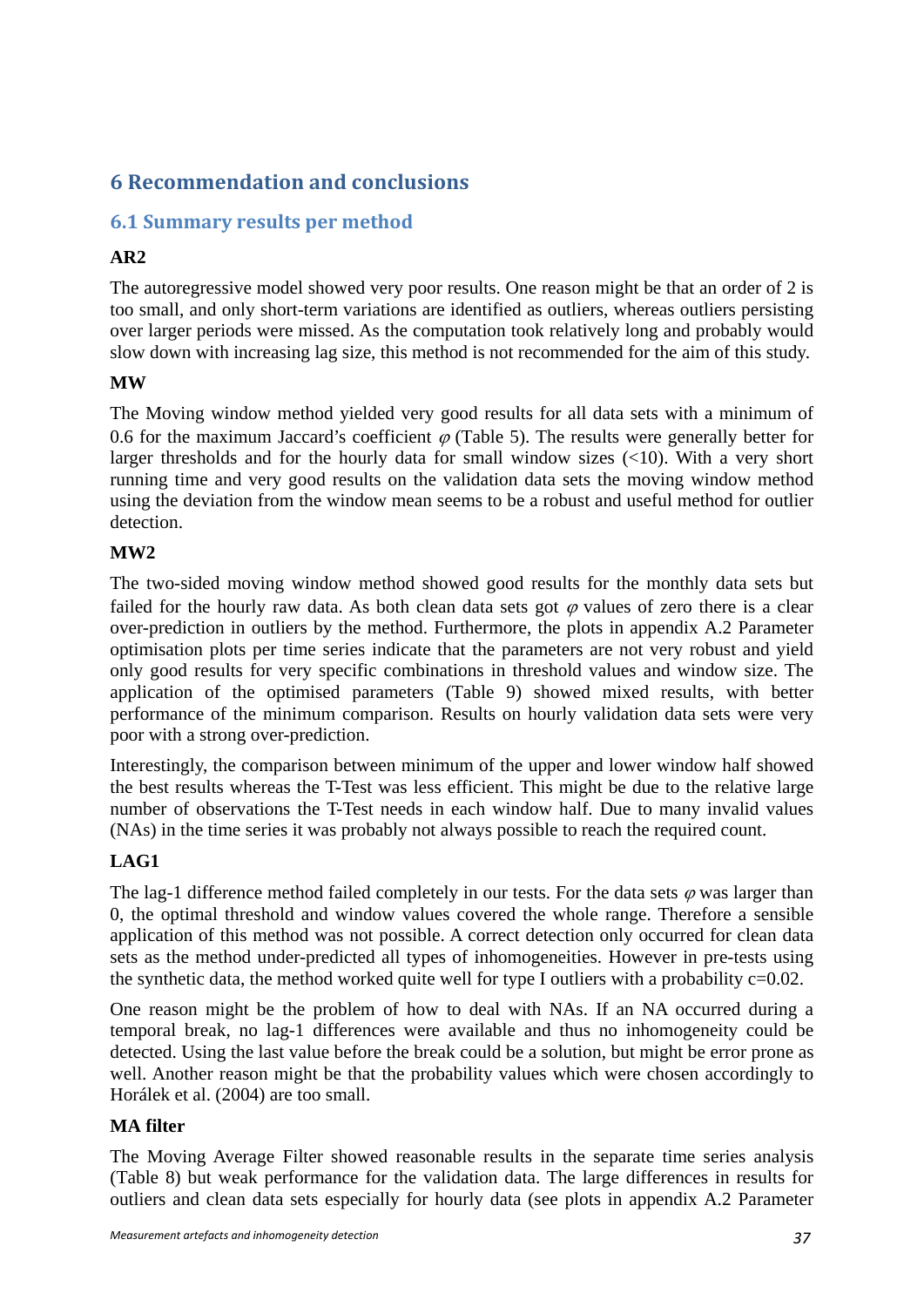# 6 Recommendation and conclusions

## 6.1 Summary results per method

**AR2**

The autoregressive model showed very poor results. One reason might be that an order of 2 is too small, and only short-term variations are identified as outliers, whereas outliers persisting over larger periods were missed. As the computation took relatively long and probably would slow down with increasing lag size, this method is not recommended for the aim of this study.

**MW**

The Moving window method yielded very good results for all data sets with a minimum of 0.6 for the maximum Jaccard's coefficient $\varphi$ (Table 5). The results were generally better for larger thresholds and for the hourly data for small window sizes (<10). With a very short running time and very good results on the validation data sets the moving window method using the deviation from the window mean seems to be a robust and useful method for outlier detection.

**MW2**

The two-sided moving window method showed good results for the monthly data sets but failed for the hourly raw data. As both clean data sets got $\varphi$ values of zero there is a clear over-prediction in outliers by the method. Furthermore, the plots in appendix A.2 Parameter optimisation plots per time series indicate that the parameters are not very robust and yield only good results for very specific combinations in threshold values and window size. The application of the optimised parameters (Table 9) showed mixed results, with better performance of the minimum comparison. Results on hourly validation data sets were very poor with a strong over-prediction.

Interestingly, the comparison between minimum of the upper and lower window half showed the best results whereas the T-Test was less efficient. This might be due to the relative large number of observations the T-Test needs in each window half. Due to many invalid values (NAs) in the time series it was probably not always possible to reach the required count.

**LAG1**

The lag-1 difference method failed completely in our tests. For the data sets $\varphi$ was larger than 0, the optimal threshold and window values covered the whole range. Therefore a sensible application of this method was not possible. A correct detection only occurred for clean data sets as the method under-predicted all types of inhomogeneities. However in pre-tests using the synthetic data, the method worked quite well for type I outliers with a probability c=0.02.

One reason might be the problem of how to deal with NAs. If an NA occurred during a temporal break, no lag-1 differences were available and thus no inhomogeneity could be detected. Using the last value before the break could be a solution, but might be error prone as well. Another reason might be that the probability values which were chosen accordingly to Horálek et al. (2004) are too small.

**MA filter**

The Moving Average Filter showed reasonable results in the separate time series analysis (Table 8) but weak performance for the validation data. The large differences in results for outliers and clean data sets especially for hourly data (see plots in appendix A.2 Parameter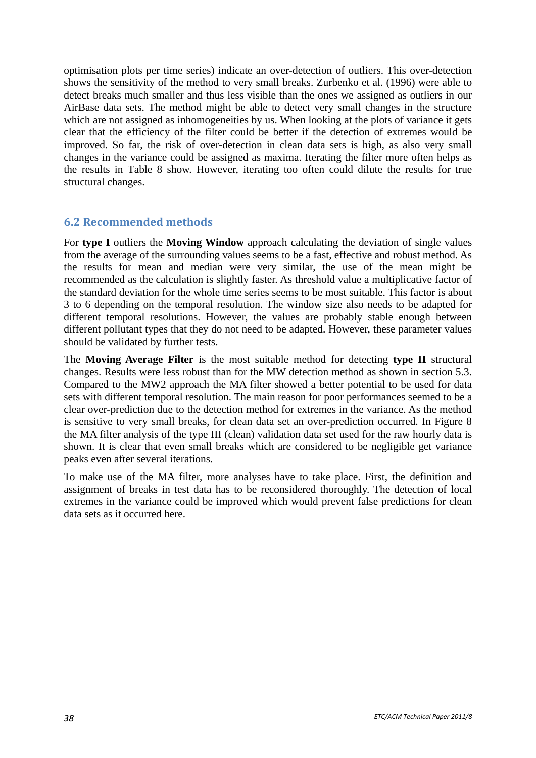optimisation plots per time series) indicate an over-detection of outliers. This over-detection shows the sensitivity of the method to very small breaks. Zurbenko et al. (1996) were able to detect breaks much smaller and thus less visible than the ones we assigned as outliers in our AirBase data sets. The method might be able to detect very small changes in the structure which are not assigned as inhomogeneities by us. When looking at the plots of variance it gets clear that the efficiency of the filter could be better if the detection of extremes would be improved. So far, the risk of over-detection in clean data sets is high, as also very small changes in the variance could be assigned as maxima. Iterating the filter more often helps as the results in Table 8 show. However, iterating too often could dilute the results for true structural changes.

## 6.2 Recommended methods

For **type I** outliers the **Moving Window** approach calculating the deviation of single values from the average of the surrounding values seems to be a fast, effective and robust method. As the results for mean and median were very similar, the use of the mean might be recommended as the calculation is slightly faster. As threshold value a multiplicative factor of the standard deviation for the whole time series seems to be most suitable. This factor is about 3 to 6 depending on the temporal resolution. The window size also needs to be adapted for different temporal resolutions. However, the values are probably stable enough between different pollutant types that they do not need to be adapted. However, these parameter values should be validated by further tests.

The **Moving Average Filter** is the most suitable method for detecting **type II** structural changes. Results were less robust than for the MW detection method as shown in section 5.3. Compared to the MW2 approach the MA filter showed a better potential to be used for data sets with different temporal resolution. The main reason for poor performances seemed to be a clear over-prediction due to the detection method for extremes in the variance. As the method is sensitive to very small breaks, for clean data set an over-prediction occurred. In Figure 8 the MA filter analysis of the type III (clean) validation data set used for the raw hourly data is shown. It is clear that even small breaks which are considered to be negligible get variance peaks even after several iterations.

To make use of the MA filter, more analyses have to take place. First, the definition and assignment of breaks in test data has to be reconsidered thoroughly. The detection of local extremes in the variance could be improved which would prevent false predictions for clean data sets as it occurred here.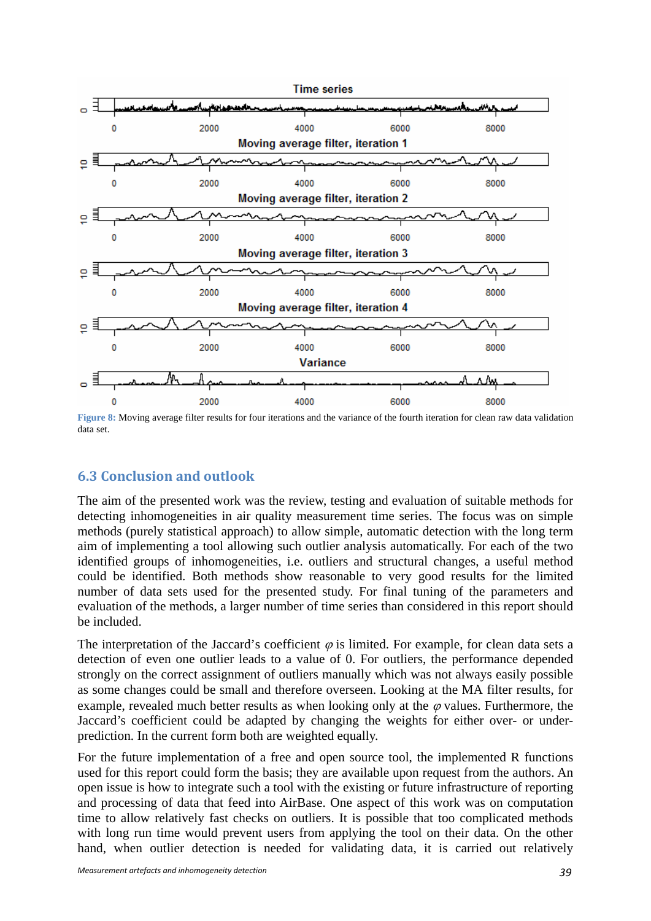Figure 8: Moving average filter results for four iterations and the variance of the fourth iteration for clean raw data validation data set.

## 6.3 Conclusion and outlook

The aim of the presented work was the review, testing and evaluation of suitable methods for detecting inhomogeneities in air quality measurement time series. The focus was on simple methods (purely statistical approach) to allow simple, automatic detection with the long term aim of implementing a tool allowing such outlier analysis automatically. For each of the two identified groups of inhomogeneities, i.e. outliers and structural changes, a useful method could be identified. Both methods show reasonable to very good results for the limited number of data sets used for the presented study. For final tuning of the parameters and evaluation of the methods, a larger number of time series than considered in this report should be included.

The interpretation of the Jaccard's coefficient $\varphi$ is limited. For example, for clean data sets a detection of even one outlier leads to a value of 0. For outliers, the performance depended strongly on the correct assignment of outliers manually which was not always easily possible as some changes could be small and therefore overseen. Looking at the MA filter results, for example, revealed much better results as when looking only at the $\varphi$ values. Furthermore, the Jaccard's coefficient could be adapted by changing the weights for either over- or under-prediction. In the current form both are weighted equally.

For the future implementation of a free and open source tool, the implemented R functions used for this report could form the basis; they are available upon request from the authors. An open issue is how to integrate such a tool with the existing or future infrastructure of reporting and processing of data that feed into AirBase. One aspect of this work was on computation time to allow relatively fast checks on outliers. It is possible that too complicated methods with long run time would prevent users from applying the tool on their data. On the other hand, when outlier detection is needed for validating data, it is carried out relatively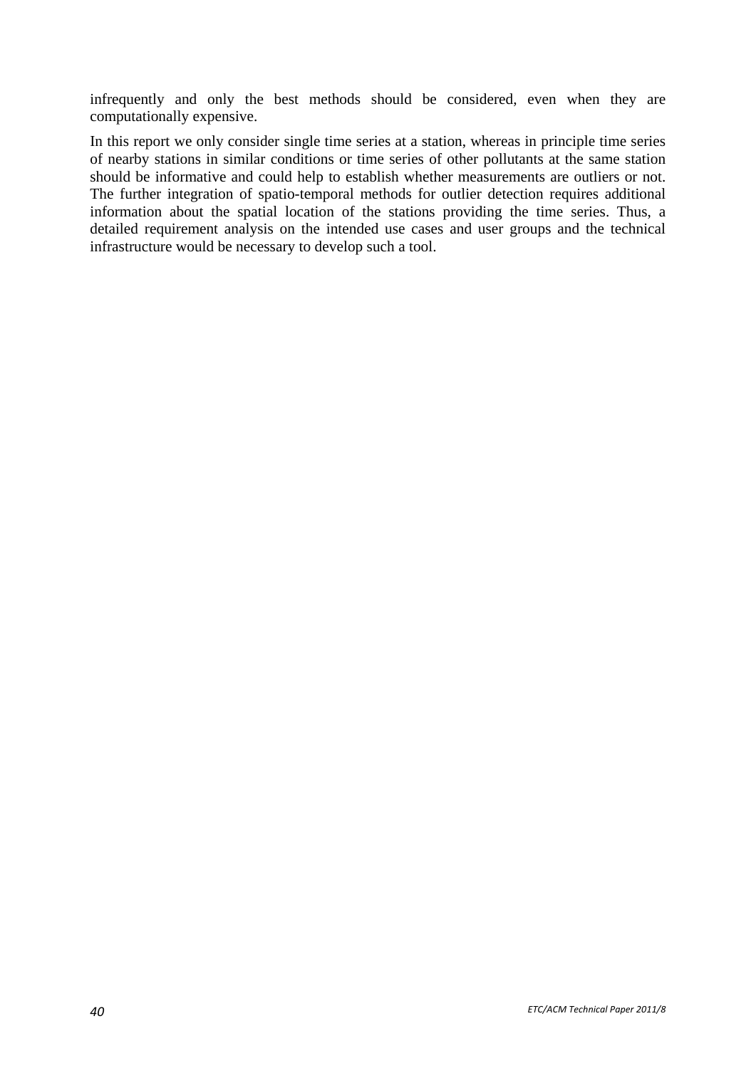infrequently and only the best methods should be considered, even when they are computationally expensive.

In this report we only consider single time series at a station, whereas in principle time series of nearby stations in similar conditions or time series of other pollutants at the same station should be informative and could help to establish whether measurements are outliers or not. The further integration of spatio-temporal methods for outlier detection requires additional information about the spatial location of the stations providing the time series. Thus, a detailed requirement analysis on the intended use cases and user groups and the technical infrastructure would be necessary to develop such a tool.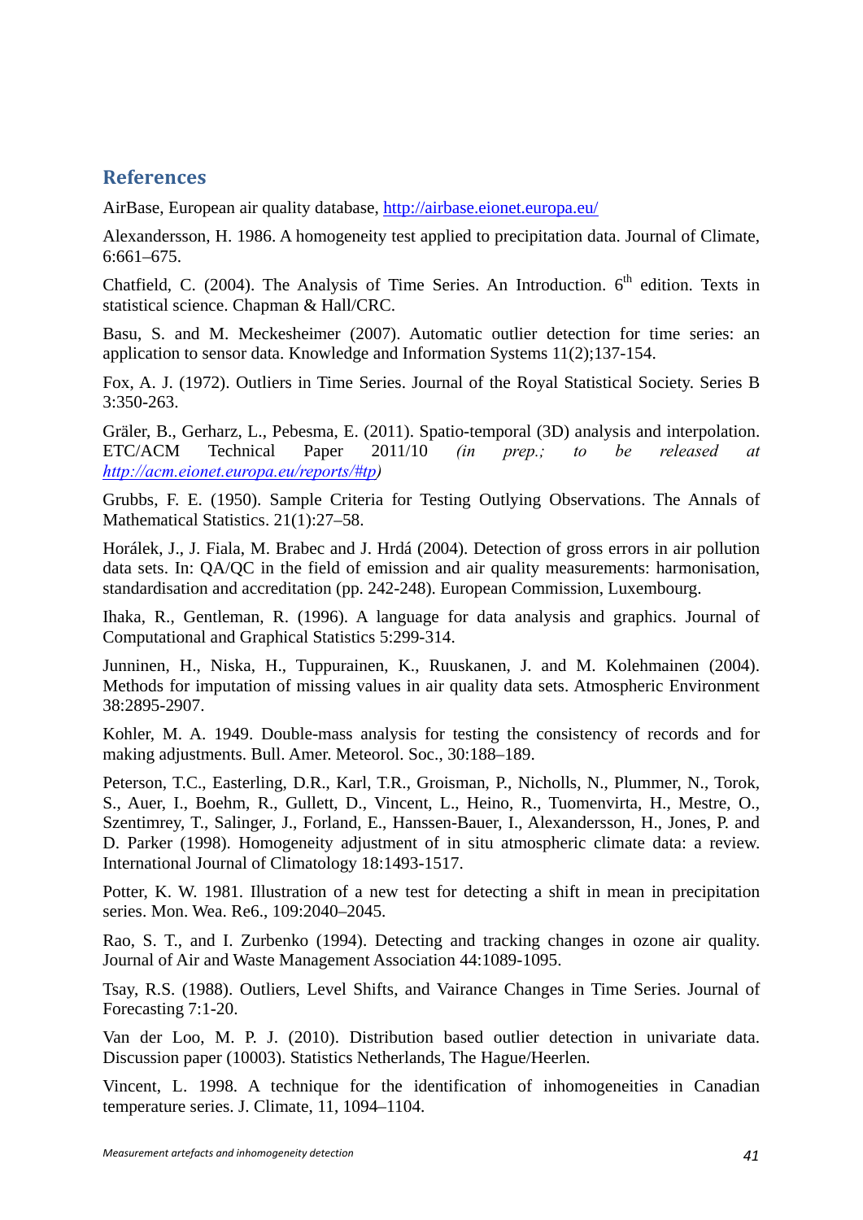## References

AirBase, European air quality database, http://airbase.eionet.europa.eu/

Alexandersson, H. 1986. A homogeneity test applied to precipitation data. Journal of Climate, 6:661–675.

Chatfield, C. (2004). The Analysis of Time Series. An Introduction. 6th edition. Texts in statistical science. Chapman & Hall/CRC.

Basu, S. and M. Meckesheimer (2007). Automatic outlier detection for time series: an application to sensor data. Knowledge and Information Systems 11(2);137-154.

Fox, A. J. (1972). Outliers in Time Series. Journal of the Royal Statistical Society. Series B 3:350-263.

Gräler, B., Gerharz, L., Pebesma, E. (2011). Spatio-temporal (3D) analysis and interpolation. ETC/ACM Technical Paper 2011/10 *(in prep.; to be released at http://acm.eionet.europa.eu/reports/#tp)*

Grubbs, F. E. (1950). Sample Criteria for Testing Outlying Observations. The Annals of Mathematical Statistics. 21(1):27–58.

Horálek, J., J. Fiala, M. Brabec and J. Hrdá (2004). Detection of gross errors in air pollution data sets. In: QA/QC in the field of emission and air quality measurements: harmonisation, standardisation and accreditation (pp. 242-248). European Commission, Luxembourg.

Ihaka, R., Gentleman, R. (1996). A language for data analysis and graphics. Journal of Computational and Graphical Statistics 5:299-314.

Junninen, H., Niska, H., Tuppurainen, K., Ruuskanen, J. and M. Kolehmainen (2004). Methods for imputation of missing values in air quality data sets. Atmospheric Environment 38:2895-2907.

Kohler, M. A. 1949. Double-mass analysis for testing the consistency of records and for making adjustments. Bull. Amer. Meteorol. Soc., 30:188–189.

Peterson, T.C., Easterling, D.R., Karl, T.R., Groisman, P., Nicholls, N., Plummer, N., Torok, S., Auer, I., Boehm, R., Gullett, D., Vincent, L., Heino, R., Tuomenvirta, H., Mestre, O., Szentimrey, T., Salinger, J., Forland, E., Hanssen-Bauer, I., Alexandersson, H., Jones, P. and D. Parker (1998). Homogeneity adjustment of in situ atmospheric climate data: a review. International Journal of Climatology 18:1493-1517.

Potter, K. W. 1981. Illustration of a new test for detecting a shift in mean in precipitation series. Mon. Wea. Re6., 109:2040–2045.

Rao, S. T., and I. Zurbenko (1994). Detecting and tracking changes in ozone air quality. Journal of Air and Waste Management Association 44:1089-1095.

Tsay, R.S. (1988). Outliers, Level Shifts, and Vairance Changes in Time Series. Journal of Forecasting 7:1-20.

Van der Loo, M. P. J. (2010). Distribution based outlier detection in univariate data. Discussion paper (10003). Statistics Netherlands, The Hague/Heerlen.

Vincent, L. 1998. A technique for the identification of inhomogeneities in Canadian temperature series. J. Climate, 11, 1094–1104.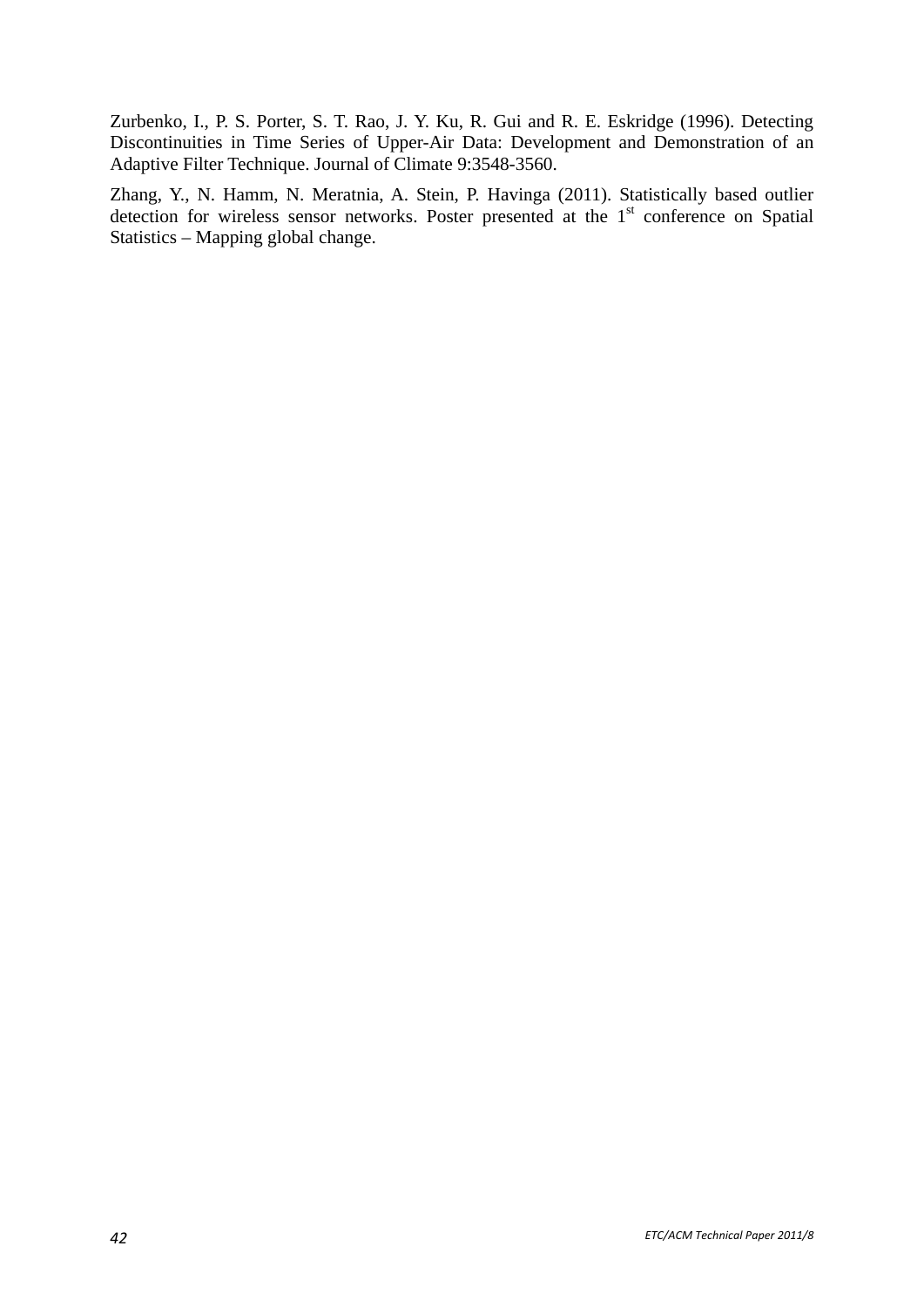Zurbenko, I., P. S. Porter, S. T. Rao, J. Y. Ku, R. Gui and R. E. Eskridge (1996). Detecting Discontinuities in Time Series of Upper-Air Data: Development and Demonstration of an Adaptive Filter Technique. Journal of Climate 9:3548-3560.

Zhang, Y., N. Hamm, N. Meratnia, A. Stein, P. Havinga (2011). Statistically based outlier detection for wireless sensor networks. Poster presented at the 1st conference on Spatial Statistics – Mapping global change.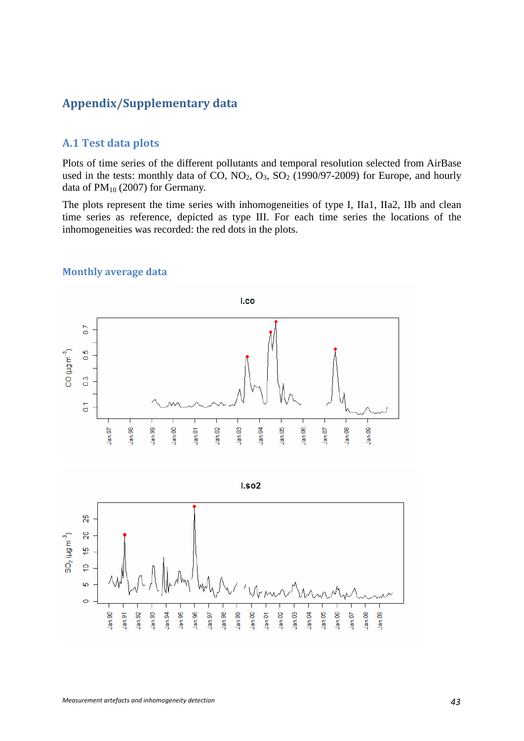## Appendix/Supplementary data

### A.1 Test data plots

Plots of time series of the different pollutants and temporal resolution selected from AirBase used in the tests: monthly data of CO, $NO_2$, $O_3$, $SO_2$ (1990/97-2009) for Europe, and hourly data of $PM_{10}$ (2007) for Germany.

The plots represent the time series with inhomogeneities of type I, IIa1, IIa2, IIb and clean time series as reference, depicted as type III. For each time series the locations of the inhomogeneities was recorded: the red dots in the plots.

#### Monthly average data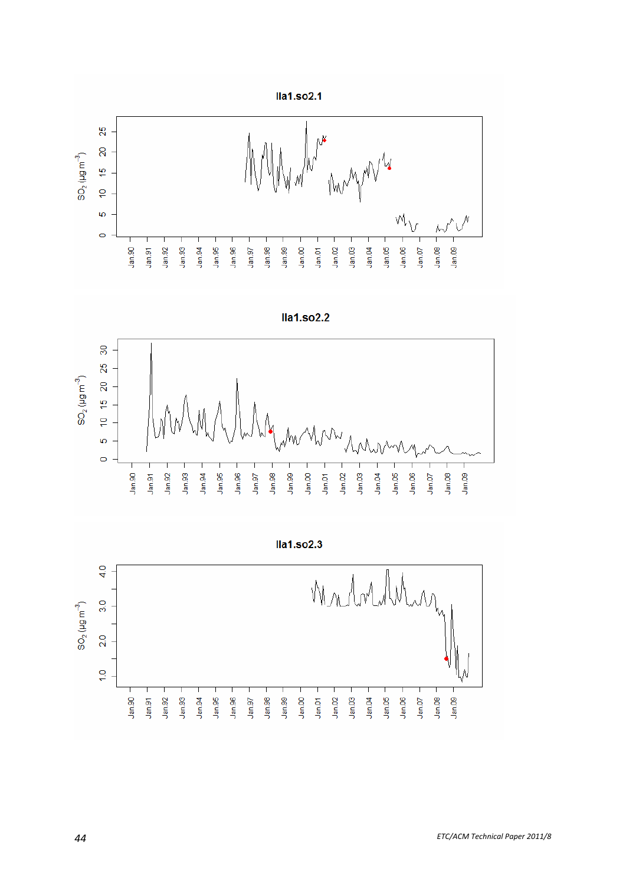**lla1.so2.1**

**lla1.so2.2**

**lla1.so2.3**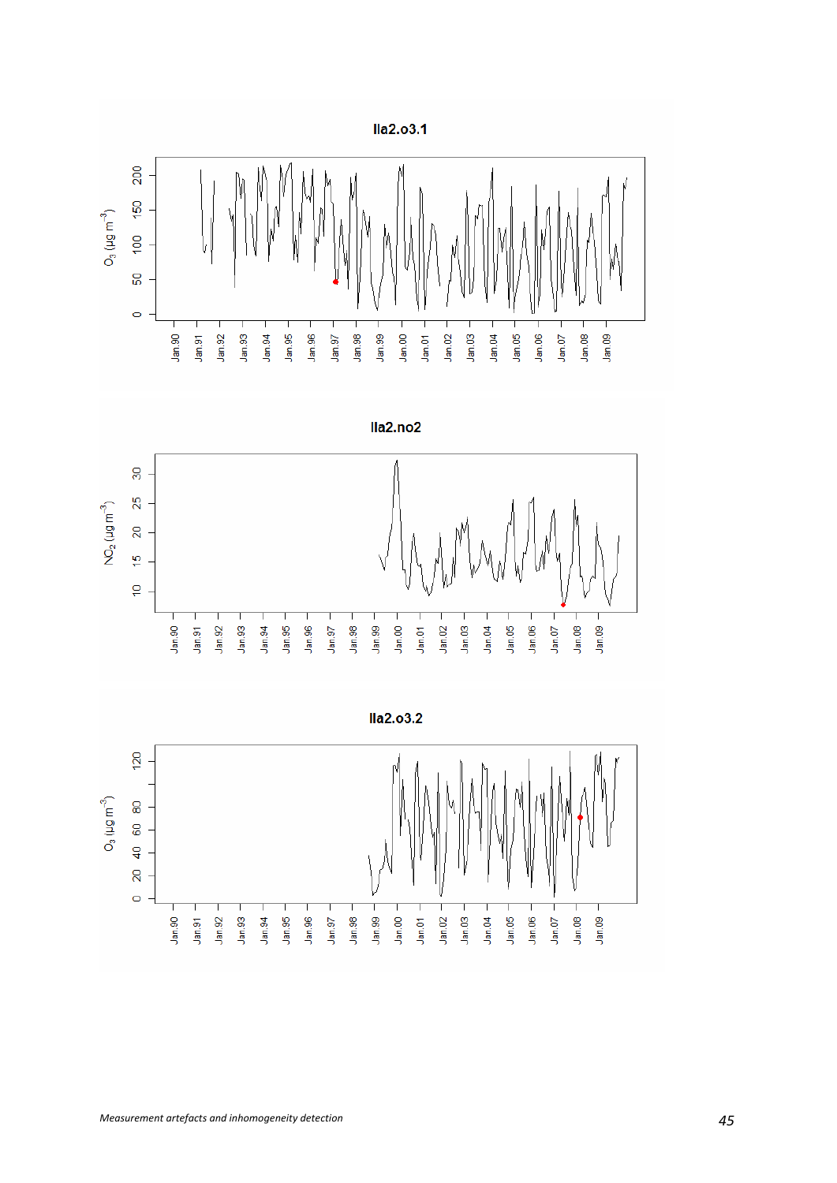**lla2.o3.1**

**lla2.no2**

**lla2.o3.2**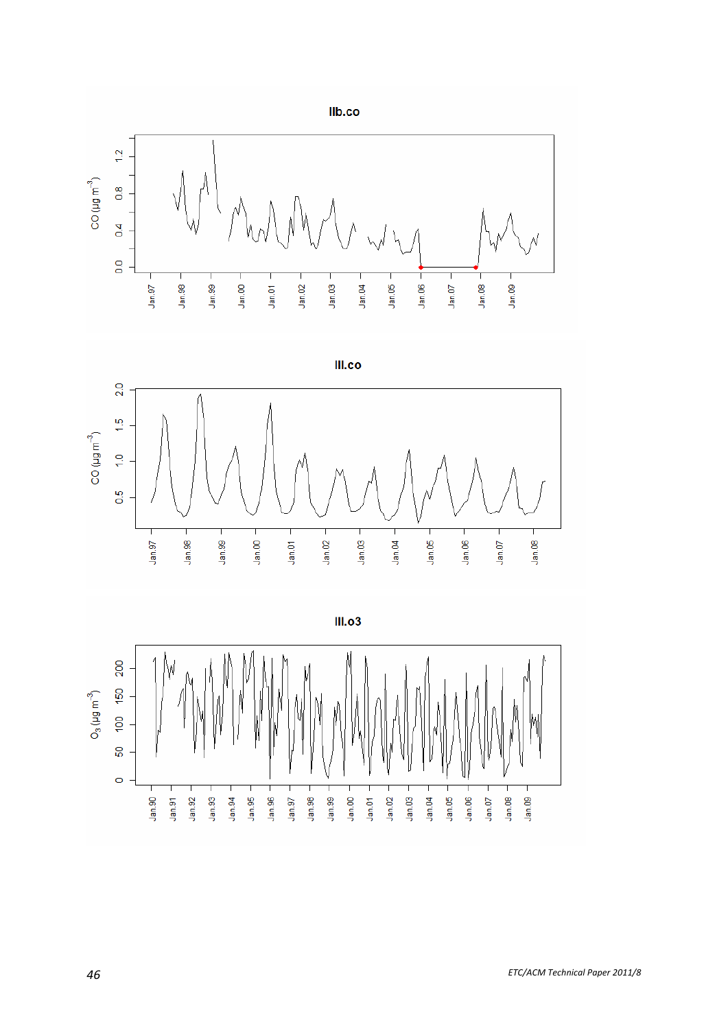IIb.co

III.co

III.o3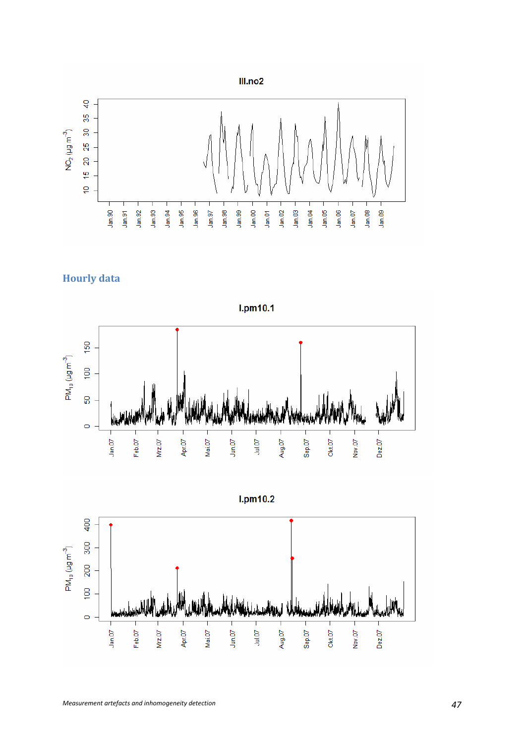## Hourly data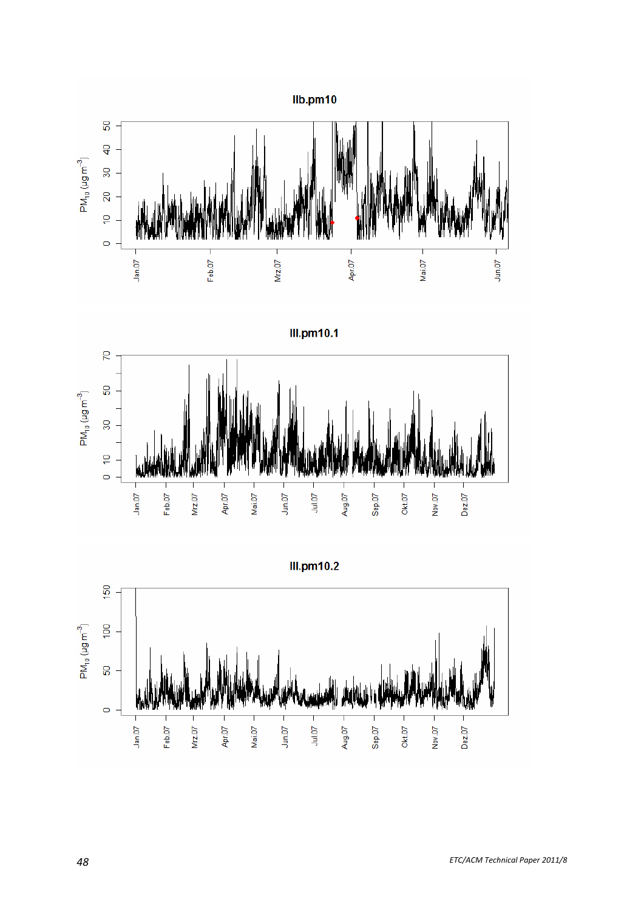**IIb.pm10**

**III.pm10.1**

**III.pm10.2**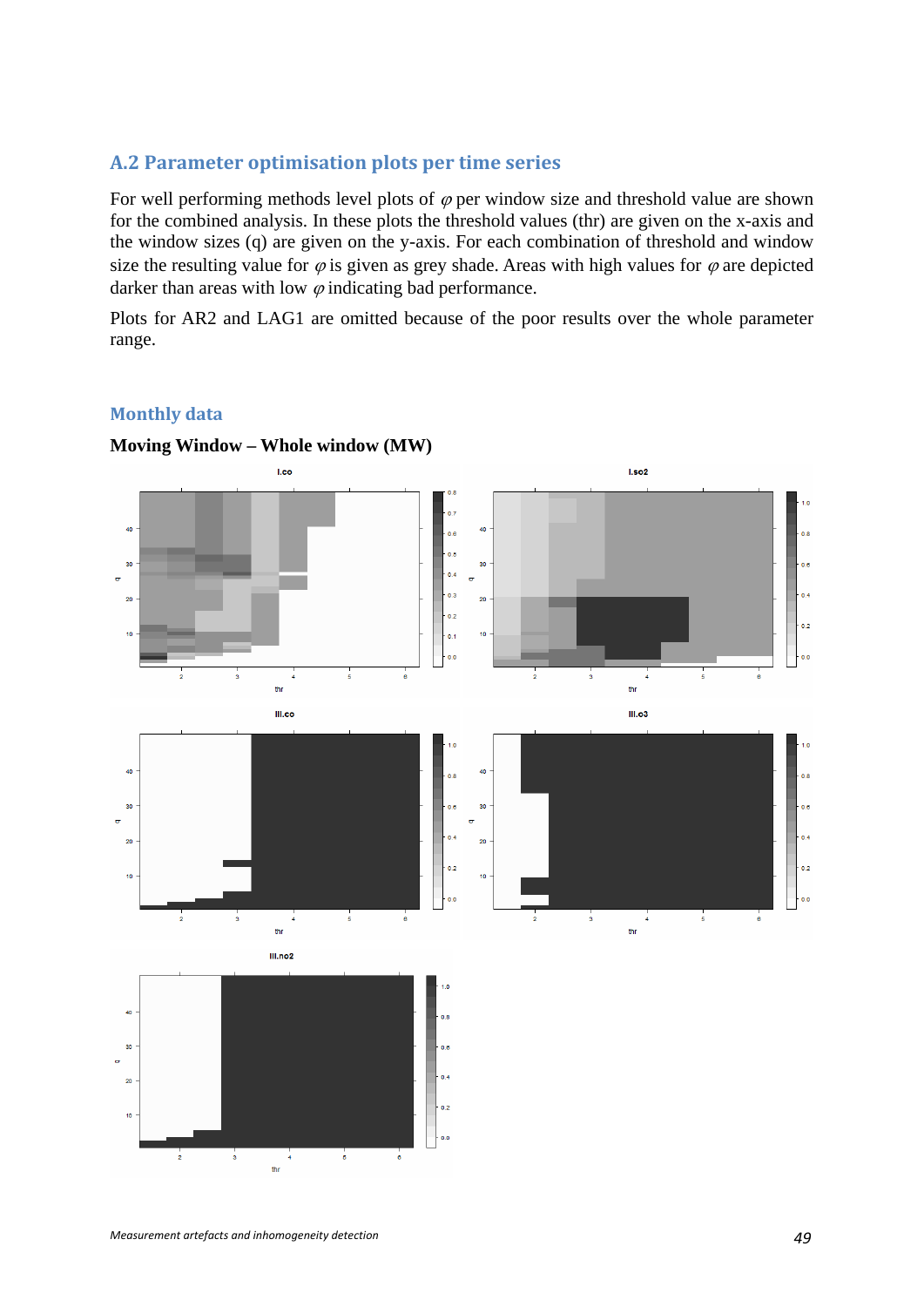## A.2 Parameter optimisation plots per time series

For well performing methods level plots of $\varphi$ per window size and threshold value are shown for the combined analysis. In these plots the threshold values (thr) are given on the x-axis and the window sizes (q) are given on the y-axis. For each combination of threshold and window size the resulting value for $\varphi$ is given as grey shade. Areas with high values for $\varphi$ are depicted darker than areas with low $\varphi$ indicating bad performance.

Plots for AR2 and LAG1 are omitted because of the poor results over the whole parameter range.

### Monthly data

**Moving Window – Whole window (MW)**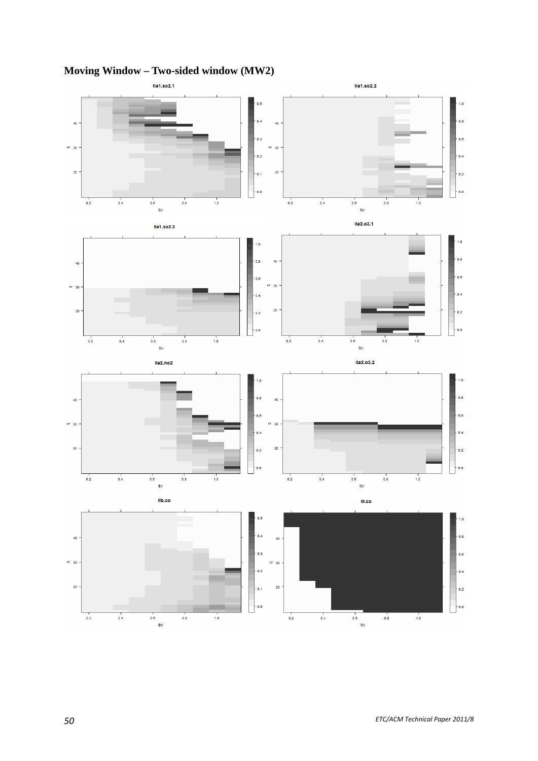## Moving Window – Two-sided window (MW2)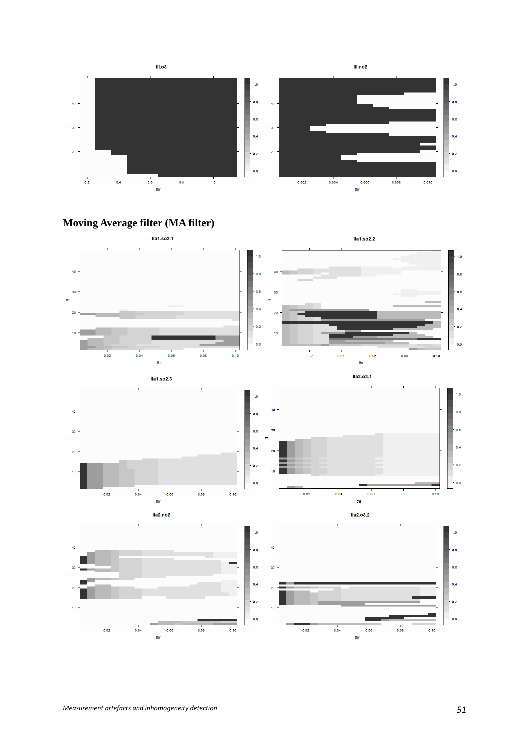## Moving Average filter (MA filter)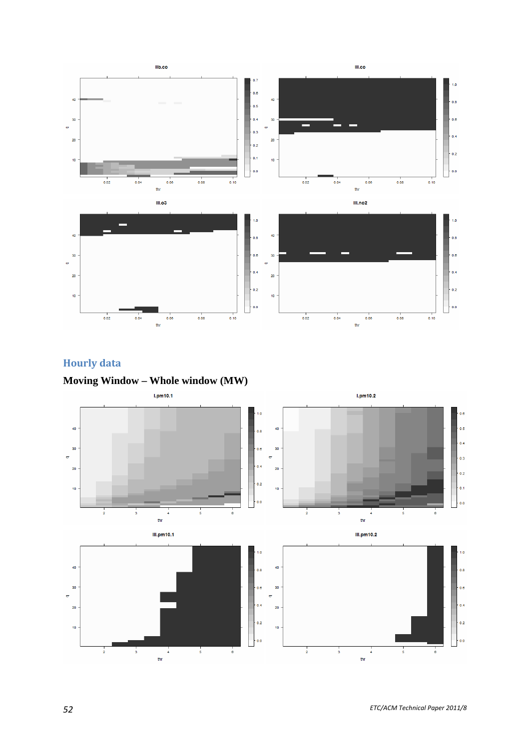## Hourly data

### Moving Window – Whole window (MW)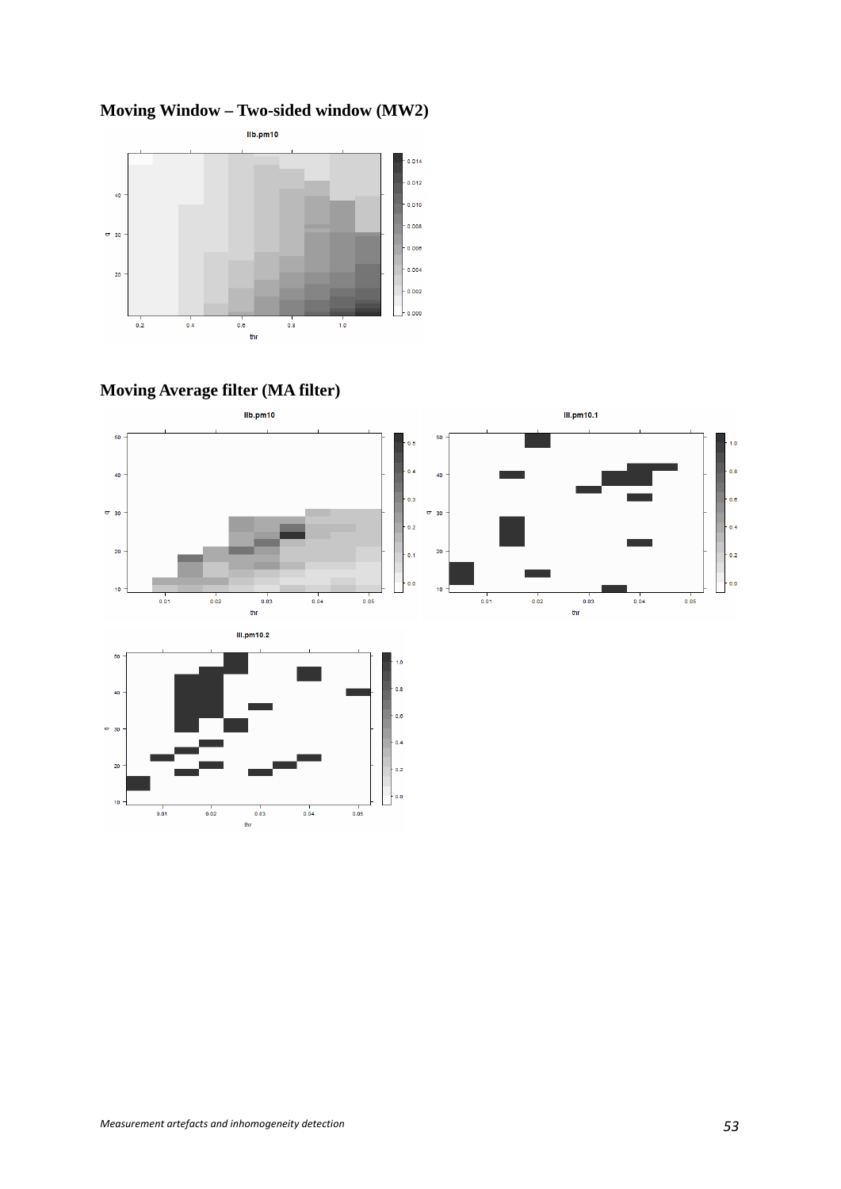## Moving Window – Two-sided window (MW2)

IIb.pm10

q

40
30
20

0.2
0.4
0.6
0.8
1.0

thr

0.014
0.012
0.010
0.008
0.006
0.004
0.002
0.000

## Moving Average filter (MA filter)

IIb.pm10

q

50
40
30
20
10

0.01
0.02
0.03
0.04
0.05

thr

0.5
0.4
0.3
0.2
0.1
0.0

III.pm10.1

q

50
40
30
20
10

0.01
0.02
0.03
0.04
0.05

thr

1.0
0.8
0.6
0.4
0.2
0.0

III.pm10.2

q

50
40
30
20
10

0.01
0.02
0.03
0.04
0.05

thr

1.0
0.8
0.6
0.4
0.2
0.0